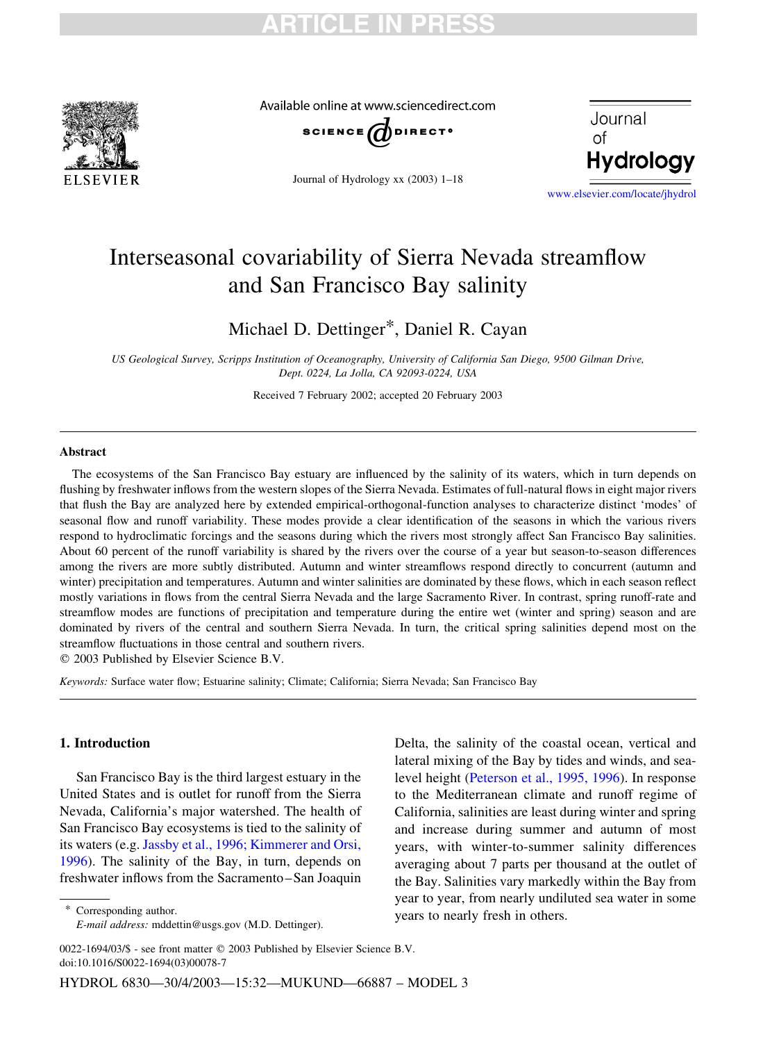# Interseasonal covariability of Sierra Nevada streamflow and San Francisco Bay salinity

Michael D. Dettinger*, Daniel R. Cayan

*US Geological Survey, Scripps Institution of Oceanography, University of California San Diego, 9500 Gilman Drive, Dept. 0224, La Jolla, CA 92093-0224, USA*

Received 7 February 2002; accepted 20 February 2003

## Abstract

The ecosystems of the San Francisco Bay estuary are influenced by the salinity of its waters, which in turn depends on flushing by freshwater inflows from the western slopes of the Sierra Nevada. Estimates of full-natural flows in eight major rivers that flush the Bay are analyzed here by extended empirical-orthogonal-function analyses to characterize distinct 'modes' of seasonal flow and runoff variability. These modes provide a clear identification of the seasons in which the various rivers respond to hydroclimatic forcings and the seasons during which the rivers most strongly affect San Francisco Bay salinities. About 60 percent of the runoff variability is shared by the rivers over the course of a year but season-to-season differences among the rivers are more subtly distributed. Autumn and winter streamflows respond directly to concurrent (autumn and winter) precipitation and temperatures. Autumn and winter salinities are dominated by these flows, which in each season reflect mostly variations in flows from the central Sierra Nevada and the large Sacramento River. In contrast, spring runoff-rate and streamflow modes are functions of precipitation and temperature during the entire wet (winter and spring) season and are dominated by rivers of the central and southern Sierra Nevada. In turn, the critical spring salinities depend most on the streamflow fluctuations in those central and southern rivers.

© 2003 Published by Elsevier Science B.V.

*Keywords:* Surface water flow; Estuarine salinity; Climate; California; Sierra Nevada; San Francisco Bay

## 1. Introduction

San Francisco Bay is the third largest estuary in the United States and is outlet for runoff from the Sierra Nevada, California's major watershed. The health of San Francisco Bay ecosystems is tied to the salinity of its waters (e.g. Jassby et al., 1996; Kimmerer and Orsi, 1996). The salinity of the Bay, in turn, depends on freshwater inflows from the Sacramento–San Joaquin Delta, the salinity of the coastal ocean, vertical and lateral mixing of the Bay by tides and winds, and sea-level height (Peterson et al., 1995, 1996). In response to the Mediterranean climate and runoff regime of California, salinities are least during winter and spring and increase during summer and autumn of most years, with winter-to-summer salinity differences averaging about 7 parts per thousand at the outlet of the Bay. Salinities vary markedly within the Bay from year to year, from nearly undiluted sea water in some years to nearly fresh in others.

\* Corresponding author.
*E-mail address:* mddettin@usgs.gov (M.D. Dettinger).

0022-1694/03/$ - see front matter © 2003 Published by Elsevier Science B.V.
doi:10.1016/S0022-1694(03)00078-7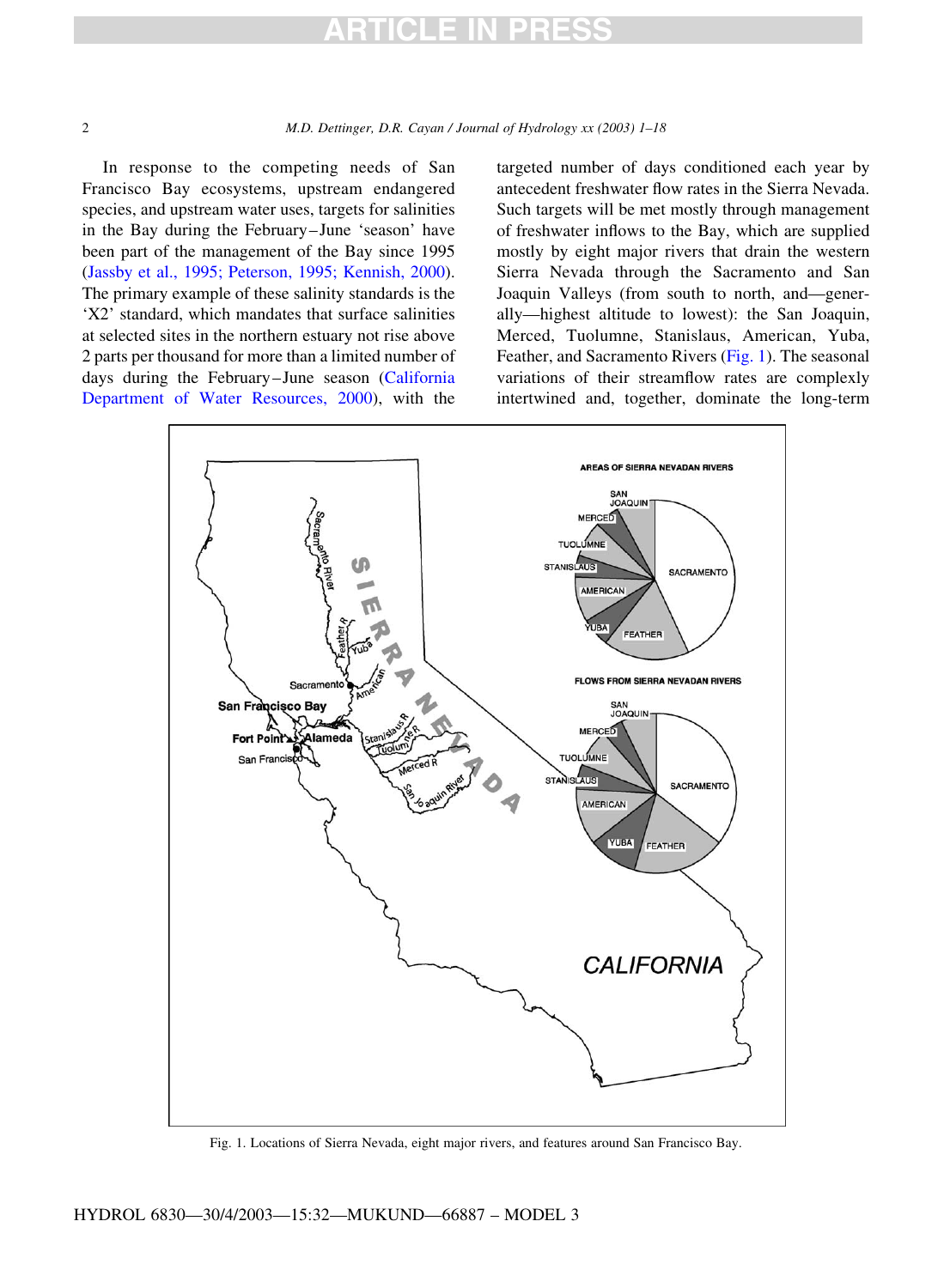In response to the competing needs of San Francisco Bay ecosystems, upstream endangered species, and upstream water uses, targets for salinities in the Bay during the February–June 'season' have been part of the management of the Bay since 1995 (Jassby et al., 1995; Peterson, 1995; Kennish, 2000). The primary example of these salinity standards is the 'X2' standard, which mandates that surface salinities at selected sites in the northern estuary not rise above 2 parts per thousand for more than a limited number of days during the February–June season (California Department of Water Resources, 2000), with the targeted number of days conditioned each year by antecedent freshwater flow rates in the Sierra Nevada. Such targets will be met mostly through management of freshwater inflows to the Bay, which are supplied mostly by eight major rivers that drain the western Sierra Nevada through the Sacramento and San Joaquin Valleys (from south to north, and—generally—highest altitude to lowest): the San Joaquin, Merced, Tuolumne, Stanislaus, American, Yuba, Feather, and Sacramento Rivers (Fig. 1). The seasonal variations of their streamflow rates are complexly intertwined and, together, dominate the long-term

Fig. 1. Locations of Sierra Nevada, eight major rivers, and features around San Francisco Bay.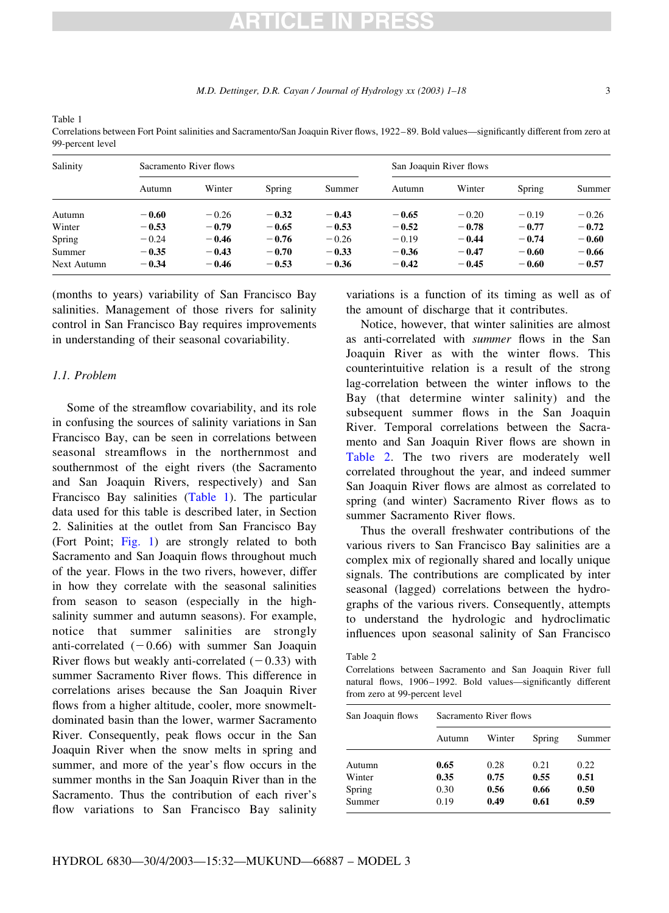Table 1
Correlations between Fort Point salinities and Sacramento/San Joaquin River flows, 1922–89. Bold values—significantly different from zero at 99-percent level

| Salinity | Sacramento River flows | | | | San Joaquin River flows | | | |
|---|---|---|---|---|---|---|---|---|
| | Autumn | Winter | Spring | Summer | Autumn | Winter | Spring | Summer |
| Autumn | **−0.60** | −0.26 | **−0.32** | **−0.43** | **−0.65** | −0.20 | −0.19 | −0.26 |
| Winter | **−0.53** | **−0.79** | **−0.65** | **−0.53** | **−0.52** | **−0.78** | **−0.77** | **−0.72** |
| Spring | −0.24 | **−0.46** | **−0.76** | −0.26 | −0.19 | **−0.44** | **−0.74** | **−0.60** |
| Summer | **−0.35** | **−0.43** | **−0.70** | **−0.33** | **−0.36** | **−0.47** | **−0.60** | **−0.66** |
| Next Autumn | **−0.34** | **−0.46** | **−0.53** | **−0.36** | **−0.42** | **−0.45** | **−0.60** | **−0.57** |

(months to years) variability of San Francisco Bay salinities. Management of those rivers for salinity control in San Francisco Bay requires improvements in understanding of their seasonal covariability.

### 1.1. Problem

Some of the streamflow covariability, and its role in confusing the sources of salinity variations in San Francisco Bay, can be seen in correlations between seasonal streamflows in the northernmost and southernmost of the eight rivers (the Sacramento and San Joaquin Rivers, respectively) and San Francisco Bay salinities (Table 1). The particular data used for this table is described later, in Section 2. Salinities at the outlet from San Francisco Bay (Fort Point; Fig. 1) are strongly related to both Sacramento and San Joaquin flows throughout much of the year. Flows in the two rivers, however, differ in how they correlate with the seasonal salinities from season to season (especially in the high-salinity summer and autumn seasons). For example, notice that summer salinities are strongly anti-correlated (−0.66) with summer San Joaquin River flows but weakly anti-correlated (−0.33) with summer Sacramento River flows. This difference in correlations arises because the San Joaquin River flows from a higher altitude, cooler, more snowmelt-dominated basin than the lower, warmer Sacramento River. Consequently, peak flows occur in the San Joaquin River when the snow melts in spring and summer, and more of the year's flow occurs in the summer months in the San Joaquin River than in the Sacramento. Thus the contribution of each river's flow variations to San Francisco Bay salinity variations is a function of its timing as well as of the amount of discharge that it contributes.

Notice, however, that winter salinities are almost as anti-correlated with *summer* flows in the San Joaquin River as with the winter flows. This counterintuitive relation is a result of the strong lag-correlation between the winter inflows to the Bay (that determine winter salinity) and the subsequent summer flows in the San Joaquin River. Temporal correlations between the Sacramento and San Joaquin River flows are shown in Table 2. The two rivers are moderately well correlated throughout the year, and indeed summer San Joaquin River flows are almost as correlated to spring (and winter) Sacramento River flows as to summer Sacramento River flows.

Thus the overall freshwater contributions of the various rivers to San Francisco Bay salinities are a complex mix of regionally shared and locally unique signals. The contributions are complicated by inter seasonal (lagged) correlations between the hydrographs of the various rivers. Consequently, attempts to understand the hydrologic and hydroclimatic influences upon seasonal salinity of San Francisco

Table 2
Correlations between Sacramento and San Joaquin River full natural flows, 1906–1992. Bold values—significantly different from zero at 99-percent level

| San Joaquin flows | Sacramento River flows | | | |
|---|---|---|---|---|
| | Autumn | Winter | Spring | Summer |
| Autumn | **0.65** | 0.28 | 0.21 | 0.22 |
| Winter | **0.35** | **0.75** | **0.55** | **0.51** |
| Spring | 0.30 | **0.56** | **0.66** | **0.50** |
| Summer | 0.19 | **0.49** | **0.61** | **0.59** |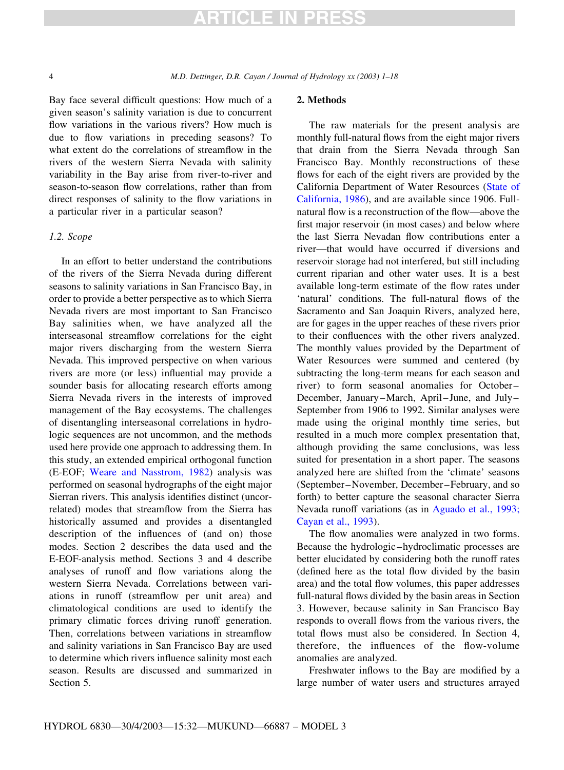Bay face several difficult questions: How much of a given season's salinity variation is due to concurrent flow variations in the various rivers? How much is due to flow variations in preceding seasons? To what extent do the correlations of streamflow in the rivers of the western Sierra Nevada with salinity variability in the Bay arise from river-to-river and season-to-season flow correlations, rather than from direct responses of salinity to the flow variations in a particular river in a particular season?

### 1.2. Scope

In an effort to better understand the contributions of the rivers of the Sierra Nevada during different seasons to salinity variations in San Francisco Bay, in order to provide a better perspective as to which Sierra Nevada rivers are most important to San Francisco Bay salinities when, we have analyzed all the interseasonal streamflow correlations for the eight major rivers discharging from the western Sierra Nevada. This improved perspective on when various rivers are more (or less) influential may provide a sounder basis for allocating research efforts among Sierra Nevada rivers in the interests of improved management of the Bay ecosystems. The challenges of disentangling interseasonal correlations in hydrologic sequences are not uncommon, and the methods used here provide one approach to addressing them. In this study, an extended empirical orthogonal function (E-EOF; Weare and Nasstrom, 1982) analysis was performed on seasonal hydrographs of the eight major Sierran rivers. This analysis identifies distinct (uncorrelated) modes that streamflow from the Sierra has historically assumed and provides a disentangled description of the influences of (and on) those modes. Section 2 describes the data used and the E-EOF-analysis method. Sections 3 and 4 describe analyses of runoff and flow variations along the western Sierra Nevada. Correlations between variations in runoff (streamflow per unit area) and climatological conditions are used to identify the primary climatic forces driving runoff generation. Then, correlations between variations in streamflow and salinity variations in San Francisco Bay are used to determine which rivers influence salinity most each season. Results are discussed and summarized in Section 5.

## 2. Methods

The raw materials for the present analysis are monthly full-natural flows from the eight major rivers that drain from the Sierra Nevada through San Francisco Bay. Monthly reconstructions of these flows for each of the eight rivers are provided by the California Department of Water Resources (State of California, 1986), and are available since 1906. Full-natural flow is a reconstruction of the flow—above the first major reservoir (in most cases) and below where the last Sierra Nevadan flow contributions enter a river—that would have occurred if diversions and reservoir storage had not interfered, but still including current riparian and other water uses. It is a best available long-term estimate of the flow rates under 'natural' conditions. The full-natural flows of the Sacramento and San Joaquin Rivers, analyzed here, are for gages in the upper reaches of these rivers prior to their confluences with the other rivers analyzed. The monthly values provided by the Department of Water Resources were summed and centered (by subtracting the long-term means for each season and river) to form seasonal anomalies for October–December, January–March, April–June, and July–September from 1906 to 1992. Similar analyses were made using the original monthly time series, but resulted in a much more complex presentation that, although providing the same conclusions, was less suited for presentation in a short paper. The seasons analyzed here are shifted from the 'climate' seasons (September–November, December–February, and so forth) to better capture the seasonal character Sierra Nevada runoff variations (as in Aguado et al., 1993; Cayan et al., 1993).

The flow anomalies were analyzed in two forms. Because the hydrologic–hydroclimatic processes are better elucidated by considering both the runoff rates (defined here as the total flow divided by the basin area) and the total flow volumes, this paper addresses full-natural flows divided by the basin areas in Section 3. However, because salinity in San Francisco Bay responds to overall flows from the various rivers, the total flows must also be considered. In Section 4, therefore, the influences of the flow-volume anomalies are analyzed.

Freshwater inflows to the Bay are modified by a large number of water users and structures arrayed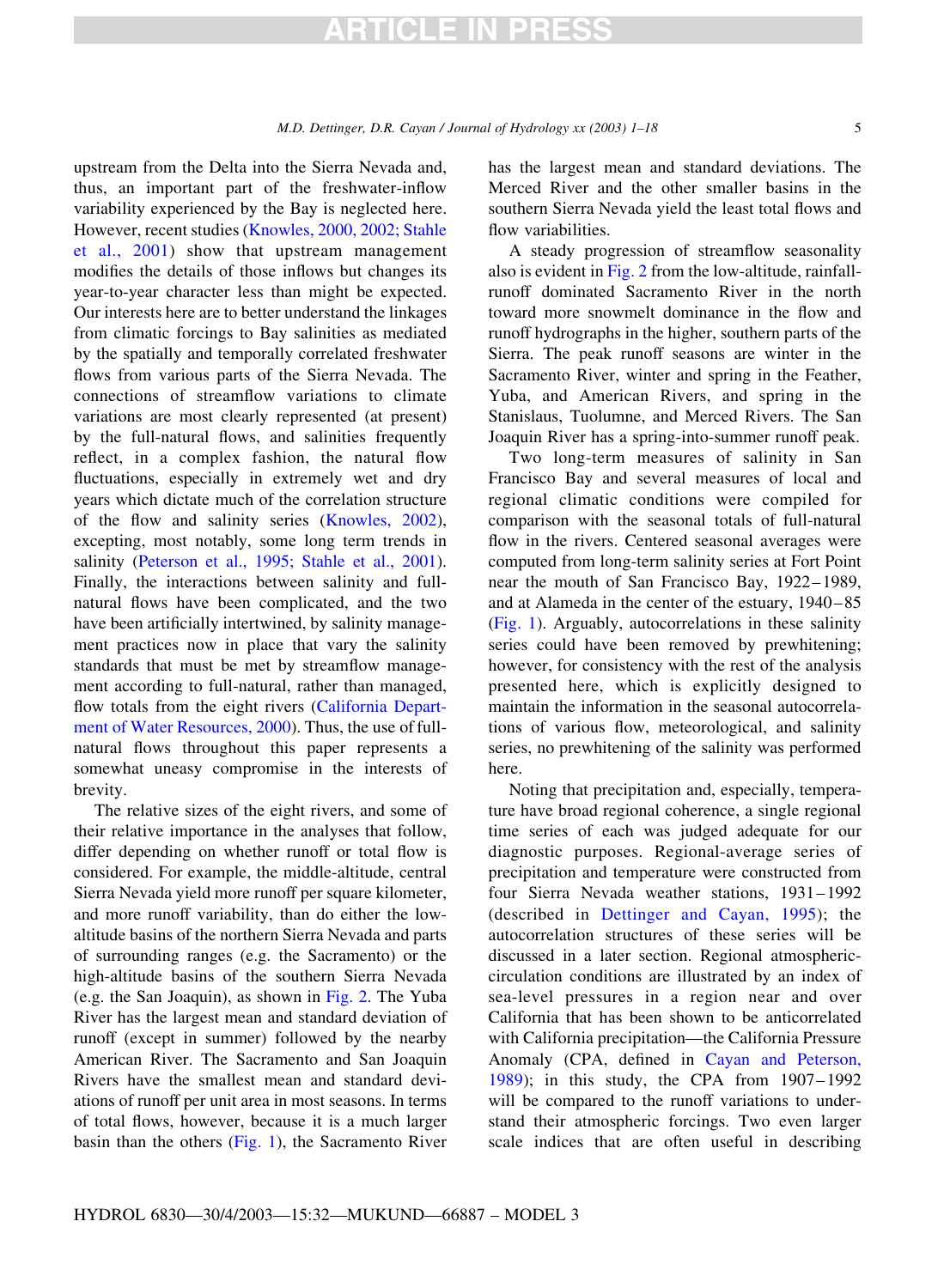upstream from the Delta into the Sierra Nevada and, thus, an important part of the freshwater-inflow variability experienced by the Bay is neglected here. However, recent studies (Knowles, 2000, 2002; Stahle et al., 2001) show that upstream management modifies the details of those inflows but changes its year-to-year character less than might be expected. Our interests here are to better understand the linkages from climatic forcings to Bay salinities as mediated by the spatially and temporally correlated freshwater flows from various parts of the Sierra Nevada. The connections of streamflow variations to climate variations are most clearly represented (at present) by the full-natural flows, and salinities frequently reflect, in a complex fashion, the natural flow fluctuations, especially in extremely wet and dry years which dictate much of the correlation structure of the flow and salinity series (Knowles, 2002), excepting, most notably, some long term trends in salinity (Peterson et al., 1995; Stahle et al., 2001). Finally, the interactions between salinity and full-natural flows have been complicated, and the two have been artificially intertwined, by salinity management practices now in place that vary the salinity standards that must be met by streamflow management according to full-natural, rather than managed, flow totals from the eight rivers (California Department of Water Resources, 2000). Thus, the use of full-natural flows throughout this paper represents a somewhat uneasy compromise in the interests of brevity.

The relative sizes of the eight rivers, and some of their relative importance in the analyses that follow, differ depending on whether runoff or total flow is considered. For example, the middle-altitude, central Sierra Nevada yield more runoff per square kilometer, and more runoff variability, than do either the low-altitude basins of the northern Sierra Nevada and parts of surrounding ranges (e.g. the Sacramento) or the high-altitude basins of the southern Sierra Nevada (e.g. the San Joaquin), as shown in Fig. 2. The Yuba River has the largest mean and standard deviation of runoff (except in summer) followed by the nearby American River. The Sacramento and San Joaquin Rivers have the smallest mean and standard deviations of runoff per unit area in most seasons. In terms of total flows, however, because it is a much larger basin than the others (Fig. 1), the Sacramento River has the largest mean and standard deviations. The Merced River and the other smaller basins in the southern Sierra Nevada yield the least total flows and flow variabilities.

A steady progression of streamflow seasonality also is evident in Fig. 2 from the low-altitude, rainfall-runoff dominated Sacramento River in the north toward more snowmelt dominance in the flow and runoff hydrographs in the higher, southern parts of the Sierra. The peak runoff seasons are winter in the Sacramento River, winter and spring in the Feather, Yuba, and American Rivers, and spring in the Stanislaus, Tuolumne, and Merced Rivers. The San Joaquin River has a spring-into-summer runoff peak.

Two long-term measures of salinity in San Francisco Bay and several measures of local and regional climatic conditions were compiled for comparison with the seasonal totals of full-natural flow in the rivers. Centered seasonal averages were computed from long-term salinity series at Fort Point near the mouth of San Francisco Bay, 1922–1989, and at Alameda in the center of the estuary, 1940–85 (Fig. 1). Arguably, autocorrelations in these salinity series could have been removed by prewhitening; however, for consistency with the rest of the analysis presented here, which is explicitly designed to maintain the information in the seasonal autocorrelations of various flow, meteorological, and salinity series, no prewhitening of the salinity was performed here.

Noting that precipitation and, especially, temperature have broad regional coherence, a single regional time series of each was judged adequate for our diagnostic purposes. Regional-average series of precipitation and temperature were constructed from four Sierra Nevada weather stations, 1931–1992 (described in Dettinger and Cayan, 1995); the autocorrelation structures of these series will be discussed in a later section. Regional atmospheric-circulation conditions are illustrated by an index of sea-level pressures in a region near and over California that has been shown to be anticorrelated with California precipitation—the California Pressure Anomaly (CPA, defined in Cayan and Peterson, 1989); in this study, the CPA from 1907–1992 will be compared to the runoff variations to understand their atmospheric forcings. Two even larger scale indices that are often useful in describing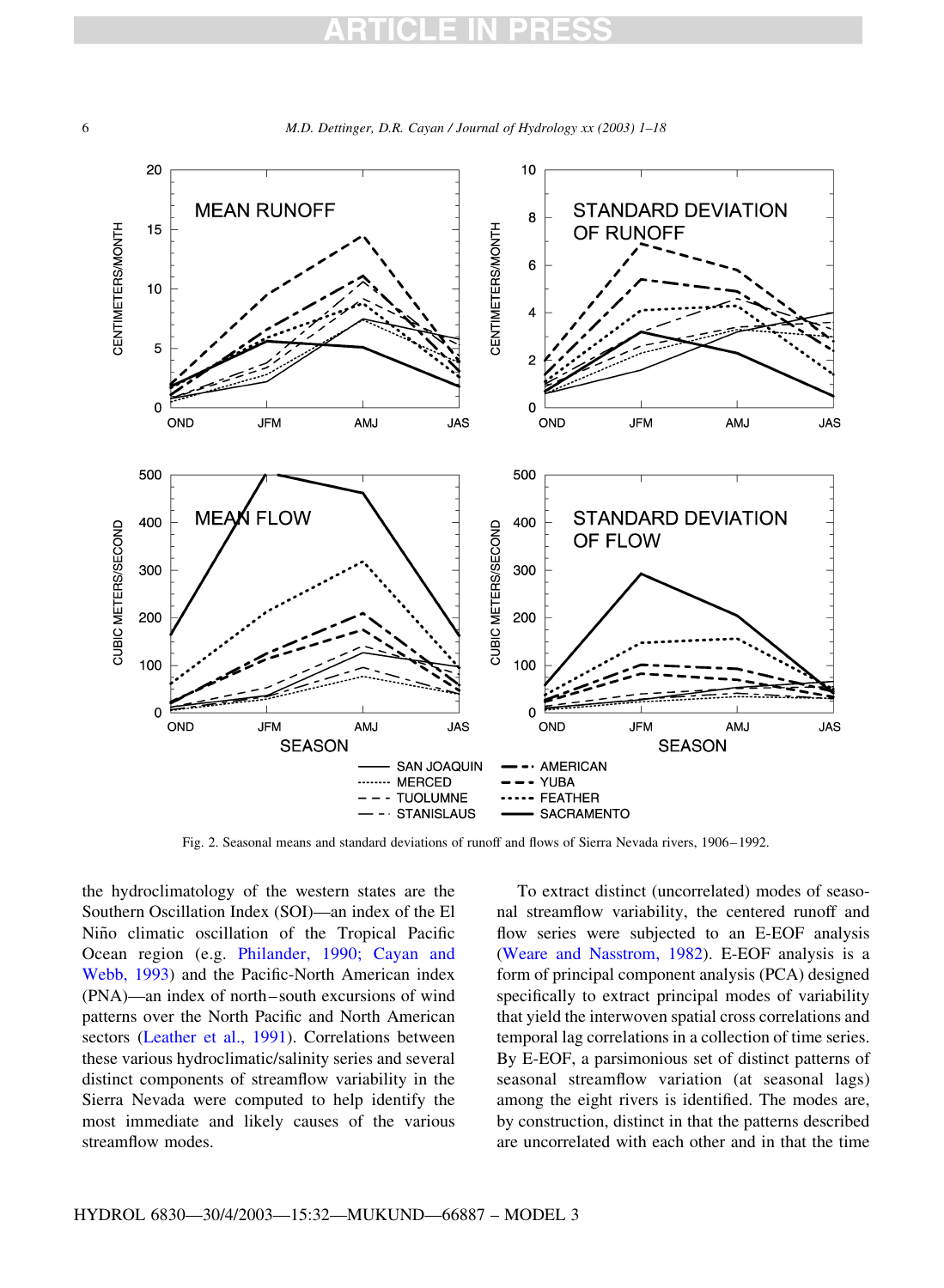Fig. 2. Seasonal means and standard deviations of runoff and flows of Sierra Nevada rivers, 1906–1992.

the hydroclimatology of the western states are the Southern Oscillation Index (SOI)—an index of the El Niño climatic oscillation of the Tropical Pacific Ocean region (e.g. Philander, 1990; Cayan and Webb, 1993) and the Pacific-North American index (PNA)—an index of north–south excursions of wind patterns over the North Pacific and North American sectors (Leather et al., 1991). Correlations between these various hydroclimatic/salinity series and several distinct components of streamflow variability in the Sierra Nevada were computed to help identify the most immediate and likely causes of the various streamflow modes.

To extract distinct (uncorrelated) modes of seasonal streamflow variability, the centered runoff and flow series were subjected to an E-EOF analysis (Weare and Nasstrom, 1982). E-EOF analysis is a form of principal component analysis (PCA) designed specifically to extract principal modes of variability that yield the interwoven spatial cross correlations and temporal lag correlations in a collection of time series. By E-EOF, a parsimonious set of distinct patterns of seasonal streamflow variation (at seasonal lags) among the eight rivers is identified. The modes are, by construction, distinct in that the patterns described are uncorrelated with each other and in that the time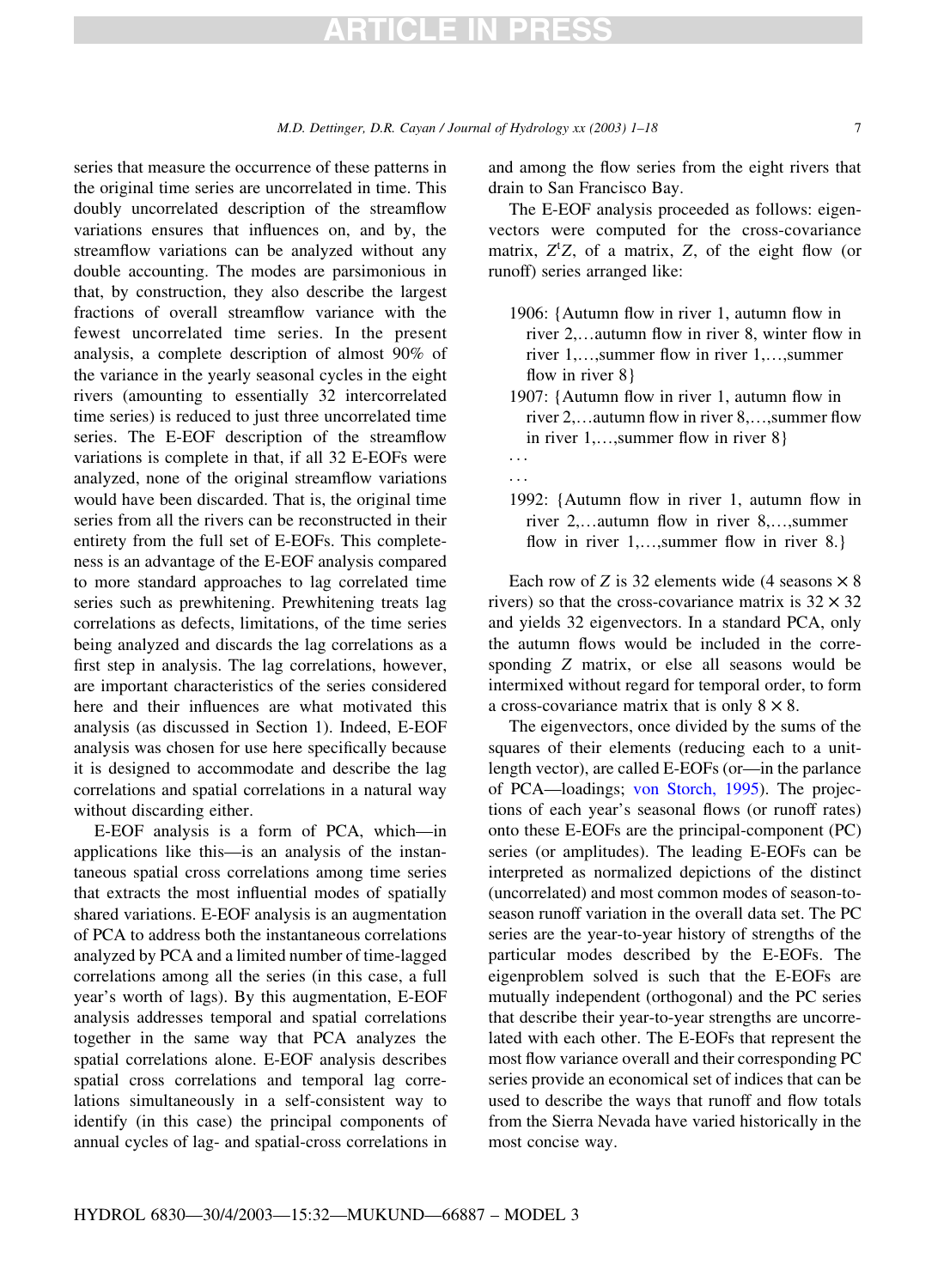series that measure the occurrence of these patterns in the original time series are uncorrelated in time. This doubly uncorrelated description of the streamflow variations ensures that influences on, and by, the streamflow variations can be analyzed without any double accounting. The modes are parsimonious in that, by construction, they also describe the largest fractions of overall streamflow variance with the fewest uncorrelated time series. In the present analysis, a complete description of almost 90% of the variance in the yearly seasonal cycles in the eight rivers (amounting to essentially 32 intercorrelated time series) is reduced to just three uncorrelated time series. The E-EOF description of the streamflow variations is complete in that, if all 32 E-EOFs were analyzed, none of the original streamflow variations would have been discarded. That is, the original time series from all the rivers can be reconstructed in their entirety from the full set of E-EOFs. This completeness is an advantage of the E-EOF analysis compared to more standard approaches to lag correlated time series such as prewhitening. Prewhitening treats lag correlations as defects, limitations, of the time series being analyzed and discards the lag correlations as a first step in analysis. The lag correlations, however, are important characteristics of the series considered here and their influences are what motivated this analysis (as discussed in Section 1). Indeed, E-EOF analysis was chosen for use here specifically because it is designed to accommodate and describe the lag correlations and spatial correlations in a natural way without discarding either.

E-EOF analysis is a form of PCA, which—in applications like this—is an analysis of the instantaneous spatial cross correlations among time series that extracts the most influential modes of spatially shared variations. E-EOF analysis is an augmentation of PCA to address both the instantaneous correlations analyzed by PCA and a limited number of time-lagged correlations among all the series (in this case, a full year's worth of lags). By this augmentation, E-EOF analysis addresses temporal and spatial correlations together in the same way that PCA analyzes the spatial correlations alone. E-EOF analysis describes spatial cross correlations and temporal lag correlations simultaneously in a self-consistent way to identify (in this case) the principal components of annual cycles of lag- and spatial-cross correlations in and among the flow series from the eight rivers that drain to San Francisco Bay.

The E-EOF analysis proceeded as follows: eigenvectors were computed for the cross-covariance matrix, $Z^{t}Z$, of a matrix, $Z$, of the eight flow (or runoff) series arranged like:

1906: {Autumn flow in river 1, autumn flow in river 2,…autumn flow in river 8, winter flow in river 1,…,summer flow in river 1,…,summer flow in river 8}

1907: {Autumn flow in river 1, autumn flow in river 2,…autumn flow in river 8,…,summer flow in river 1,…,summer flow in river 8}

…

…

1992: {Autumn flow in river 1, autumn flow in river 2,…autumn flow in river 8,…,summer flow in river 1,…,summer flow in river 8.}

Each row of $Z$ is 32 elements wide (4 seasons $\times$ 8 rivers) so that the cross-covariance matrix is $32 \times 32$ and yields 32 eigenvectors. In a standard PCA, only the autumn flows would be included in the corresponding $Z$ matrix, or else all seasons would be intermixed without regard for temporal order, to form a cross-covariance matrix that is only $8 \times 8$.

The eigenvectors, once divided by the sums of the squares of their elements (reducing each to a unit-length vector), are called E-EOFs (or—in the parlance of PCA—loadings; von Storch, 1995). The projections of each year's seasonal flows (or runoff rates) onto these E-EOFs are the principal-component (PC) series (or amplitudes). The leading E-EOFs can be interpreted as normalized depictions of the distinct (uncorrelated) and most common modes of season-to-season runoff variation in the overall data set. The PC series are the year-to-year history of strengths of the particular modes described by the E-EOFs. The eigenproblem solved is such that the E-EOFs are mutually independent (orthogonal) and the PC series that describe their year-to-year strengths are uncorrelated with each other. The E-EOFs that represent the most flow variance overall and their corresponding PC series provide an economical set of indices that can be used to describe the ways that runoff and flow totals from the Sierra Nevada have varied historically in the most concise way.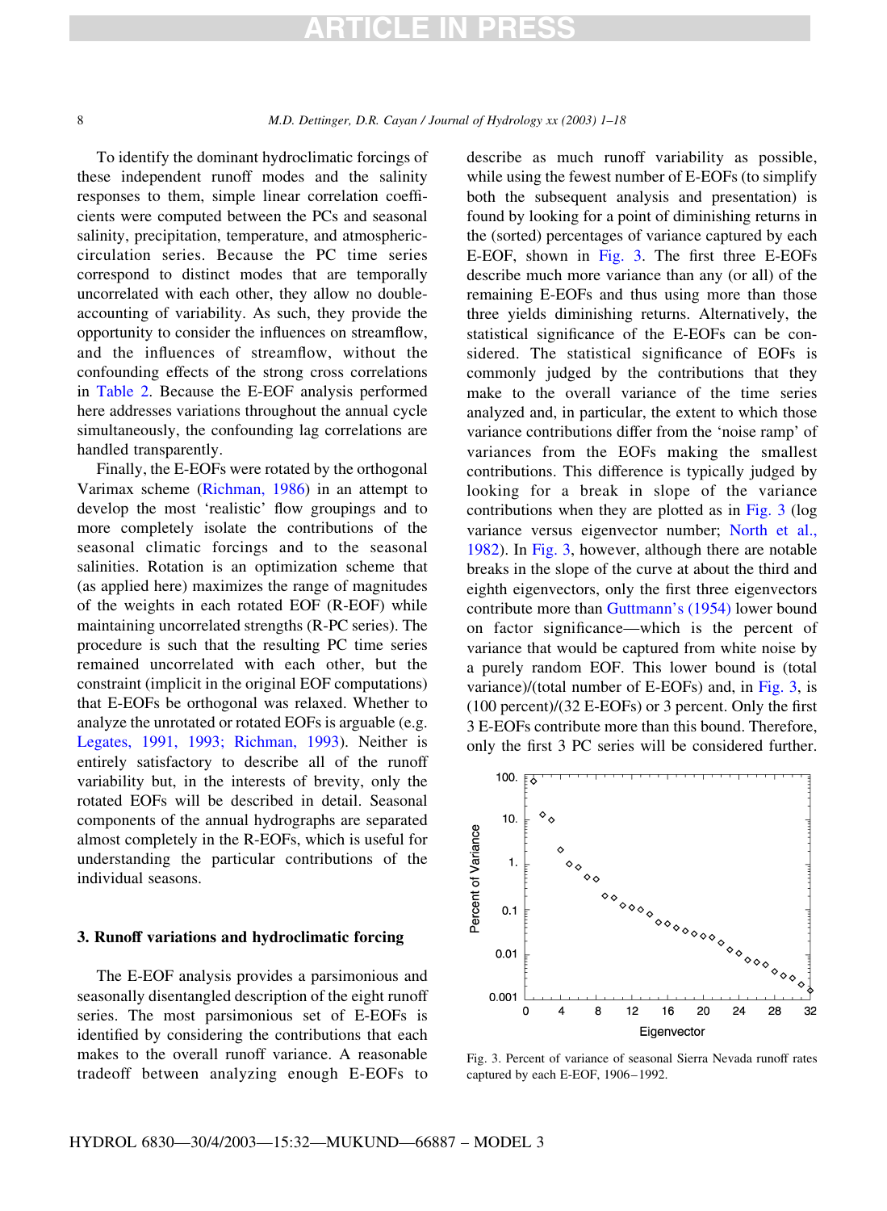To identify the dominant hydroclimatic forcings of these independent runoff modes and the salinity responses to them, simple linear correlation coefficients were computed between the PCs and seasonal salinity, precipitation, temperature, and atmospheric-circulation series. Because the PC time series correspond to distinct modes that are temporally uncorrelated with each other, they allow no double-accounting of variability. As such, they provide the opportunity to consider the influences on streamflow, and the influences of streamflow, without the confounding effects of the strong cross correlations in Table 2. Because the E-EOF analysis performed here addresses variations throughout the annual cycle simultaneously, the confounding lag correlations are handled transparently.

Finally, the E-EOFs were rotated by the orthogonal Varimax scheme (Richman, 1986) in an attempt to develop the most 'realistic' flow groupings and to more completely isolate the contributions of the seasonal climatic forcings and to the seasonal salinities. Rotation is an optimization scheme that (as applied here) maximizes the range of magnitudes of the weights in each rotated EOF (R-EOF) while maintaining uncorrelated strengths (R-PC series). The procedure is such that the resulting PC time series remained uncorrelated with each other, but the constraint (implicit in the original EOF computations) that E-EOFs be orthogonal was relaxed. Whether to analyze the unrotated or rotated EOFs is arguable (e.g. Legates, 1991, 1993; Richman, 1993). Neither is entirely satisfactory to describe all of the runoff variability but, in the interests of brevity, only the rotated EOFs will be described in detail. Seasonal components of the annual hydrographs are separated almost completely in the R-EOFs, which is useful for understanding the particular contributions of the individual seasons.

## 3. Runoff variations and hydroclimatic forcing

The E-EOF analysis provides a parsimonious and seasonally disentangled description of the eight runoff series. The most parsimonious set of E-EOFs is identified by considering the contributions that each makes to the overall runoff variance. A reasonable tradeoff between analyzing enough E-EOFs to describe as much runoff variability as possible, while using the fewest number of E-EOFs (to simplify both the subsequent analysis and presentation) is found by looking for a point of diminishing returns in the (sorted) percentages of variance captured by each E-EOF, shown in Fig. 3. The first three E-EOFs describe much more variance than any (or all) of the remaining E-EOFs and thus using more than those three yields diminishing returns. Alternatively, the statistical significance of the E-EOFs can be considered. The statistical significance of EOFs is commonly judged by the contributions that they make to the overall variance of the time series analyzed and, in particular, the extent to which those variance contributions differ from the 'noise ramp' of variances from the EOFs making the smallest contributions. This difference is typically judged by looking for a break in slope of the variance contributions when they are plotted as in Fig. 3 (log variance versus eigenvector number; North et al., 1982). In Fig. 3, however, although there are notable breaks in the slope of the curve at about the third and eighth eigenvectors, only the first three eigenvectors contribute more than Guttmann's (1954) lower bound on factor significance—which is the percent of variance that would be captured from white noise by a purely random EOF. This lower bound is (total variance)/(total number of E-EOFs) and, in Fig. 3, is (100 percent)/(32 E-EOFs) or 3 percent. Only the first 3 E-EOFs contribute more than this bound. Therefore, only the first 3 PC series will be considered further.

Percent of Variance
100.
10.
1.
0.1
0.01
0.001
0 4 8 12 16 20 24 28 32
Eigenvector

Fig. 3. Percent of variance of seasonal Sierra Nevada runoff rates captured by each E-EOF, 1906–1992.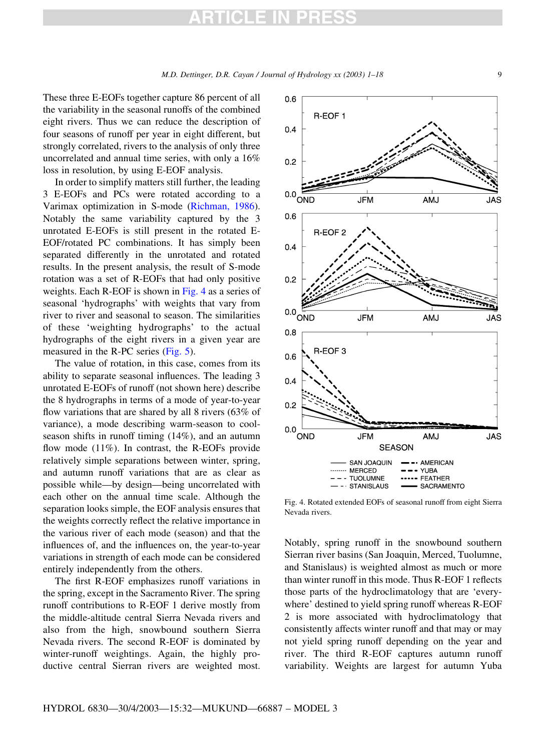These three E-EOFs together capture 86 percent of all the variability in the seasonal runoffs of the combined eight rivers. Thus we can reduce the description of four seasons of runoff per year in eight different, but strongly correlated, rivers to the analysis of only three uncorrelated and annual time series, with only a 16% loss in resolution, by using E-EOF analysis.

In order to simplify matters still further, the leading 3 E-EOFs and PCs were rotated according to a Varimax optimization in S-mode (Richman, 1986). Notably the same variability captured by the 3 unrotated E-EOFs is still present in the rotated E-EOF/rotated PC combinations. It has simply been separated differently in the unrotated and rotated results. In the present analysis, the result of S-mode rotation was a set of R-EOFs that had only positive weights. Each R-EOF is shown in Fig. 4 as a series of seasonal 'hydrographs' with weights that vary from river to river and seasonal to season. The similarities of these 'weighting hydrographs' to the actual hydrographs of the eight rivers in a given year are measured in the R-PC series (Fig. 5).

The value of rotation, in this case, comes from its ability to separate seasonal influences. The leading 3 unrotated E-EOFs of runoff (not shown here) describe the 8 hydrographs in terms of a mode of year-to-year flow variations that are shared by all 8 rivers (63% of variance), a mode describing warm-season to cool-season shifts in runoff timing (14%), and an autumn flow mode (11%). In contrast, the R-EOFs provide relatively simple separations between winter, spring, and autumn runoff variations that are as clear as possible while—by design—being uncorrelated with each other on the annual time scale. Although the separation looks simple, the EOF analysis ensures that the weights correctly reflect the relative importance in the various river of each mode (season) and that the influences of, and the influences on, the year-to-year variations in strength of each mode can be considered entirely independently from the others.

The first R-EOF emphasizes runoff variations in the spring, except in the Sacramento River. The spring runoff contributions to R-EOF 1 derive mostly from the middle-altitude central Sierra Nevada rivers and also from the high, snowbound southern Sierra Nevada rivers. The second R-EOF is dominated by winter-runoff weightings. Again, the highly productive central Sierran rivers are weighted most. Notably, spring runoff in the snowbound southern Sierran river basins (San Joaquin, Merced, Tuolumne, and Stanislaus) is weighted almost as much or more than winter runoff in this mode. Thus R-EOF 1 reflects those parts of the hydroclimatology that are 'everywhere' destined to yield spring runoff whereas R-EOF 2 is more associated with hydroclimatology that consistently affects winter runoff and that may or may not yield spring runoff depending on the year and river. The third R-EOF captures autumn runoff variability. Weights are largest for autumn Yuba

Fig. 4. Rotated extended EOFs of seasonal runoff from eight Sierra Nevada rivers.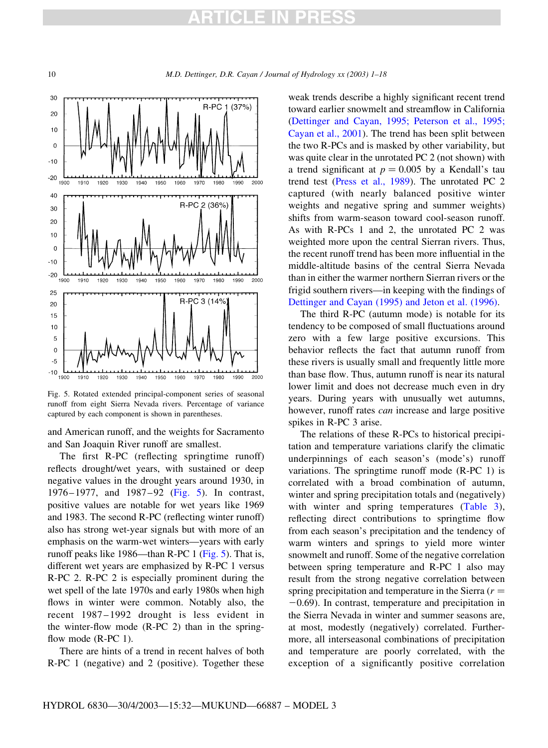Fig. 5. Rotated extended principal-component series of seasonal runoff from eight Sierra Nevada rivers. Percentage of variance captured by each component is shown in parentheses.

and American runoff, and the weights for Sacramento and San Joaquin River runoff are smallest.

The first R-PC (reflecting springtime runoff) reflects drought/wet years, with sustained or deep negative values in the drought years around 1930, in 1976–1977, and 1987–92 (Fig. 5). In contrast, positive values are notable for wet years like 1969 and 1983. The second R-PC (reflecting winter runoff) also has strong wet-year signals but with more of an emphasis on the warm-wet winters—years with early runoff peaks like 1986—than R-PC 1 (Fig. 5). That is, different wet years are emphasized by R-PC 1 versus R-PC 2. R-PC 2 is especially prominent during the wet spell of the late 1970s and early 1980s when high flows in winter were common. Notably also, the recent 1987–1992 drought is less evident in the winter-flow mode (R-PC 2) than in the spring-flow mode (R-PC 1).

There are hints of a trend in recent halves of both R-PC 1 (negative) and 2 (positive). Together these weak trends describe a highly significant recent trend toward earlier snowmelt and streamflow in California (Dettinger and Cayan, 1995; Peterson et al., 1995; Cayan et al., 2001). The trend has been split between the two R-PCs and is masked by other variability, but was quite clear in the unrotated PC 2 (not shown) with a trend significant at $p = 0.005$ by a Kendall's tau trend test (Press et al., 1989). The unrotated PC 2 captured (with nearly balanced positive winter weights and negative spring and summer weights) shifts from warm-season toward cool-season runoff. As with R-PCs 1 and 2, the unrotated PC 2 was weighted more upon the central Sierran rivers. Thus, the recent runoff trend has been more influential in the middle-altitude basins of the central Sierra Nevada than in either the warmer northern Sierran rivers or the frigid southern rivers—in keeping with the findings of Dettinger and Cayan (1995) and Jeton et al. (1996).

The third R-PC (autumn mode) is notable for its tendency to be composed of small fluctuations around zero with a few large positive excursions. This behavior reflects the fact that autumn runoff from these rivers is usually small and frequently little more than base flow. Thus, autumn runoff is near its natural lower limit and does not decrease much even in dry years. During years with unusually wet autumns, however, runoff rates *can* increase and large positive spikes in R-PC 3 arise.

The relations of these R-PCs to historical precipitation and temperature variations clarify the climatic underpinnings of each season's (mode's) runoff variations. The springtime runoff mode (R-PC 1) is correlated with a broad combination of autumn, winter and spring precipitation totals and (negatively) with winter and spring temperatures (Table 3), reflecting direct contributions to springtime flow from each season's precipitation and the tendency of warm winters and springs to yield more winter snowmelt and runoff. Some of the negative correlation between spring temperature and R-PC 1 also may result from the strong negative correlation between spring precipitation and temperature in the Sierra ($r = -0.69$). In contrast, temperature and precipitation in the Sierra Nevada in winter and summer seasons are, at most, modestly (negatively) correlated. Furthermore, all interseasonal combinations of precipitation and temperature are poorly correlated, with the exception of a significantly positive correlation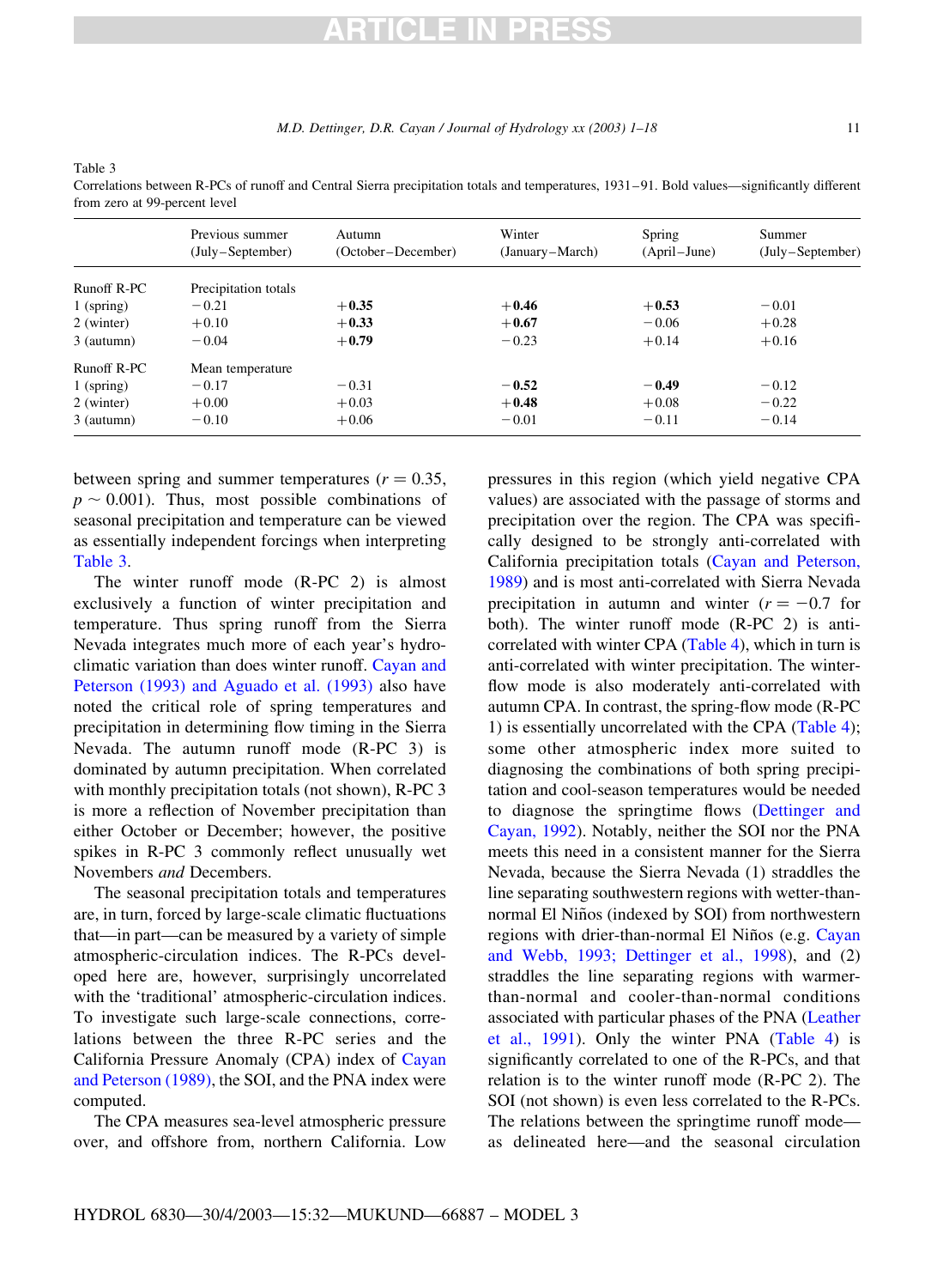Table 3
Correlations between R-PCs of runoff and Central Sierra precipitation totals and temperatures, 1931–91. Bold values—significantly different from zero at 99-percent level

| | Previous summer (July–September) | Autumn (October–December) | Winter (January–March) | Spring (April–June) | Summer (July–September) |
|---|---|---|---|---|---|
| Runoff R-PC | Precipitation totals | | | | |
| 1 (spring) | −0.21 | **+0.35** | **+0.46** | **+0.53** | −0.01 |
| 2 (winter) | +0.10 | **+0.33** | **+0.67** | −0.06 | +0.28 |
| 3 (autumn) | −0.04 | **+0.79** | −0.23 | +0.14 | +0.16 |
| Runoff R-PC | Mean temperature | | | | |
| 1 (spring) | −0.17 | −0.31 | **−0.52** | **−0.49** | −0.12 |
| 2 (winter) | +0.00 | +0.03 | **+0.48** | +0.08 | −0.22 |
| 3 (autumn) | −0.10 | +0.06 | −0.01 | −0.11 | −0.14 |

between spring and summer temperatures ($r = 0.35$, $p \sim 0.001$). Thus, most possible combinations of seasonal precipitation and temperature can be viewed as essentially independent forcings when interpreting Table 3.

The winter runoff mode (R-PC 2) is almost exclusively a function of winter precipitation and temperature. Thus spring runoff from the Sierra Nevada integrates much more of each year's hydroclimatic variation than does winter runoff. Cayan and Peterson (1993) and Aguado et al. (1993) also have noted the critical role of spring temperatures and precipitation in determining flow timing in the Sierra Nevada. The autumn runoff mode (R-PC 3) is dominated by autumn precipitation. When correlated with monthly precipitation totals (not shown), R-PC 3 is more a reflection of November precipitation than either October or December; however, the positive spikes in R-PC 3 commonly reflect unusually wet Novembers *and* Decembers.

The seasonal precipitation totals and temperatures are, in turn, forced by large-scale climatic fluctuations that—in part—can be measured by a variety of simple atmospheric-circulation indices. The R-PCs developed here are, however, surprisingly uncorrelated with the 'traditional' atmospheric-circulation indices. To investigate such large-scale connections, correlations between the three R-PC series and the California Pressure Anomaly (CPA) index of Cayan and Peterson (1989), the SOI, and the PNA index were computed.

The CPA measures sea-level atmospheric pressure over, and offshore from, northern California. Low pressures in this region (which yield negative CPA values) are associated with the passage of storms and precipitation over the region. The CPA was specifically designed to be strongly anti-correlated with California precipitation totals (Cayan and Peterson, 1989) and is most anti-correlated with Sierra Nevada precipitation in autumn and winter ($r = -0.7$ for both). The winter runoff mode (R-PC 2) is anti-correlated with winter CPA (Table 4), which in turn is anti-correlated with winter precipitation. The winter-flow mode is also moderately anti-correlated with autumn CPA. In contrast, the spring-flow mode (R-PC 1) is essentially uncorrelated with the CPA (Table 4); some other atmospheric index more suited to diagnosing the combinations of both spring precipitation and cool-season temperatures would be needed to diagnose the springtime flows (Dettinger and Cayan, 1992). Notably, neither the SOI nor the PNA meets this need in a consistent manner for the Sierra Nevada, because the Sierra Nevada (1) straddles the line separating southwestern regions with wetter-than-normal El Niños (indexed by SOI) from northwestern regions with drier-than-normal El Niños (e.g. Cayan and Webb, 1993; Dettinger et al., 1998), and (2) straddles the line separating regions with warmer-than-normal and cooler-than-normal conditions associated with particular phases of the PNA (Leather et al., 1991). Only the winter PNA (Table 4) is significantly correlated to one of the R-PCs, and that relation is to the winter runoff mode (R-PC 2). The SOI (not shown) is even less correlated to the R-PCs. The relations between the springtime runoff mode—as delineated here—and the seasonal circulation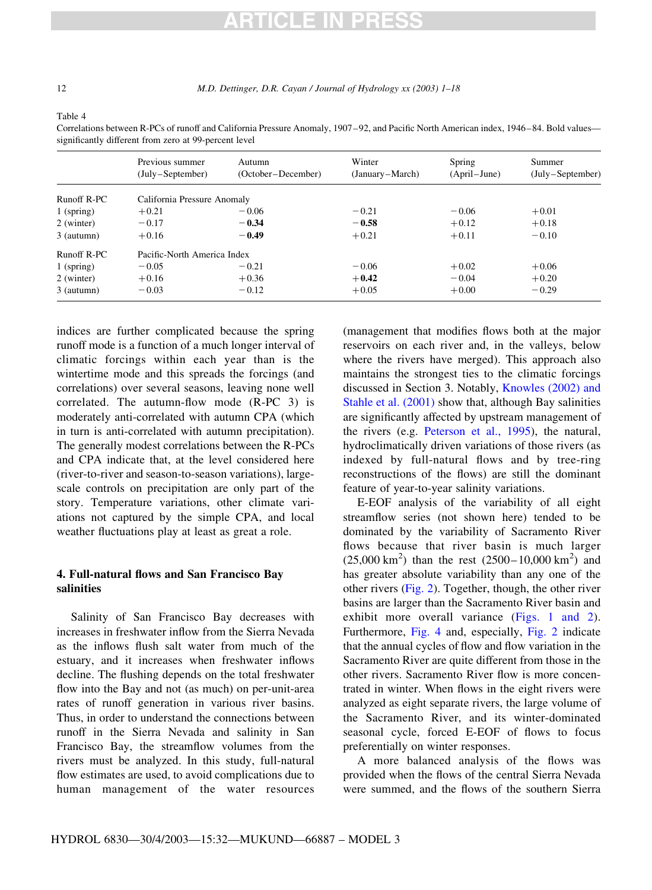Table 4
Correlations between R-PCs of runoff and California Pressure Anomaly, 1907–92, and Pacific North American index, 1946–84. Bold values—significantly different from zero at 99-percent level

| | Previous summer (July–September) | Autumn (October–December) | Winter (January–March) | Spring (April–June) | Summer (July–September) |
|---|---|---|---|---|---|
| Runoff R-PC | California Pressure Anomaly | | | | |
| 1 (spring) | +0.21 | −0.06 | −0.21 | −0.06 | +0.01 |
| 2 (winter) | −0.17 | **−0.34** | **−0.58** | +0.12 | +0.18 |
| 3 (autumn) | +0.16 | **−0.49** | +0.21 | +0.11 | −0.10 |
| Runoff R-PC | Pacific-North America Index | | | | |
| 1 (spring) | −0.05 | −0.21 | −0.06 | +0.02 | +0.06 |
| 2 (winter) | +0.16 | +0.36 | **+0.42** | −0.04 | +0.20 |
| 3 (autumn) | −0.03 | −0.12 | +0.05 | +0.00 | −0.29 |

indices are further complicated because the spring runoff mode is a function of a much longer interval of climatic forcings within each year than is the wintertime mode and this spreads the forcings (and correlations) over several seasons, leaving none well correlated. The autumn-flow mode (R-PC 3) is moderately anti-correlated with autumn CPA (which in turn is anti-correlated with autumn precipitation). The generally modest correlations between the R-PCs and CPA indicate that, at the level considered here (river-to-river and season-to-season variations), large-scale controls on precipitation are only part of the story. Temperature variations, other climate variations not captured by the simple CPA, and local weather fluctuations play at least as great a role.

## 4. Full-natural flows and San Francisco Bay salinities

Salinity of San Francisco Bay decreases with increases in freshwater inflow from the Sierra Nevada as the inflows flush salt water from much of the estuary, and it increases when freshwater inflows decline. The flushing depends on the total freshwater flow into the Bay and not (as much) on per-unit-area rates of runoff generation in various river basins. Thus, in order to understand the connections between runoff in the Sierra Nevada and salinity in San Francisco Bay, the streamflow volumes from the rivers must be analyzed. In this study, full-natural flow estimates are used, to avoid complications due to human management of the water resources (management that modifies flows both at the major reservoirs on each river and, in the valleys, below where the rivers have merged). This approach also maintains the strongest ties to the climatic forcings discussed in Section 3. Notably, Knowles (2002) and Stahle et al. (2001) show that, although Bay salinities are significantly affected by upstream management of the rivers (e.g. Peterson et al., 1995), the natural, hydroclimatically driven variations of those rivers (as indexed by full-natural flows and by tree-ring reconstructions of the flows) are still the dominant feature of year-to-year salinity variations.

E-EOF analysis of the variability of all eight streamflow series (not shown here) tended to be dominated by the variability of Sacramento River flows because that river basin is much larger (25,000 km$^2$) than the rest (2500–10,000 km$^2$) and has greater absolute variability than any one of the other rivers (Fig. 2). Together, though, the other river basins are larger than the Sacramento River basin and exhibit more overall variance (Figs. 1 and 2). Furthermore, Fig. 4 and, especially, Fig. 2 indicate that the annual cycles of flow and flow variation in the Sacramento River are quite different from those in the other rivers. Sacramento River flow is more concentrated in winter. When flows in the eight rivers were analyzed as eight separate rivers, the large volume of the Sacramento River, and its winter-dominated seasonal cycle, forced E-EOF of flows to focus preferentially on winter responses.

A more balanced analysis of the flows was provided when the flows of the central Sierra Nevada were summed, and the flows of the southern Sierra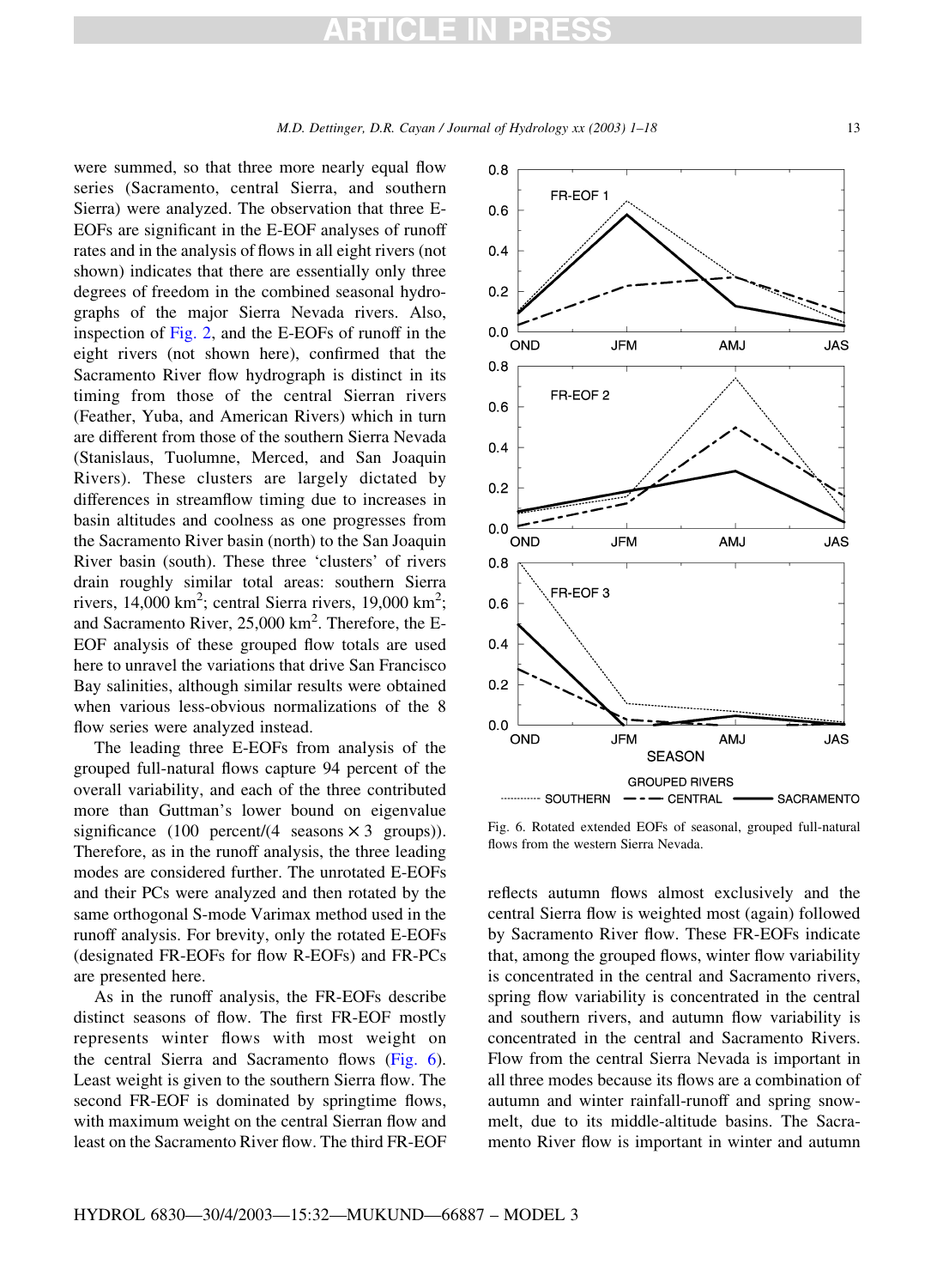were summed, so that three more nearly equal flow series (Sacramento, central Sierra, and southern Sierra) were analyzed. The observation that three E-EOFs are significant in the E-EOF analyses of runoff rates and in the analysis of flows in all eight rivers (not shown) indicates that there are essentially only three degrees of freedom in the combined seasonal hydrographs of the major Sierra Nevada rivers. Also, inspection of Fig. 2, and the E-EOFs of runoff in the eight rivers (not shown here), confirmed that the Sacramento River flow hydrograph is distinct in its timing from those of the central Sierran rivers (Feather, Yuba, and American Rivers) which in turn are different from those of the southern Sierra Nevada (Stanislaus, Tuolumne, Merced, and San Joaquin Rivers). These clusters are largely dictated by differences in streamflow timing due to increases in basin altitudes and coolness as one progresses from the Sacramento River basin (north) to the San Joaquin River basin (south). These three 'clusters' of rivers drain roughly similar total areas: southern Sierra rivers, 14,000 $km^2$; central Sierra rivers, 19,000 $km^2$; and Sacramento River, 25,000 $km^2$. Therefore, the E-EOF analysis of these grouped flow totals are used here to unravel the variations that drive San Francisco Bay salinities, although similar results were obtained when various less-obvious normalizations of the 8 flow series were analyzed instead.

The leading three E-EOFs from analysis of the grouped full-natural flows capture 94 percent of the overall variability, and each of the three contributed more than Guttman's lower bound on eigenvalue significance (100 percent/(4 seasons $\times$ 3 groups)). Therefore, as in the runoff analysis, the three leading modes are considered further. The unrotated E-EOFs and their PCs were analyzed and then rotated by the same orthogonal S-mode Varimax method used in the runoff analysis. For brevity, only the rotated E-EOFs (designated FR-EOFs for flow R-EOFs) and FR-PCs are presented here.

As in the runoff analysis, the FR-EOFs describe distinct seasons of flow. The first FR-EOF mostly represents winter flows with most weight on the central Sierra and Sacramento flows (Fig. 6). Least weight is given to the southern Sierra flow. The second FR-EOF is dominated by springtime flows, with maximum weight on the central Sierran flow and least on the Sacramento River flow. The third FR-EOF reflects autumn flows almost exclusively and the central Sierra flow is weighted most (again) followed by Sacramento River flow. These FR-EOFs indicate that, among the grouped flows, winter flow variability is concentrated in the central and Sacramento rivers, spring flow variability is concentrated in the central and southern rivers, and autumn flow variability is concentrated in the central and Sacramento Rivers. Flow from the central Sierra Nevada is important in all three modes because its flows are a combination of autumn and winter rainfall-runoff and spring snowmelt, due to its middle-altitude basins. The Sacramento River flow is important in winter and autumn

Fig. 6. Rotated extended EOFs of seasonal, grouped full-natural flows from the western Sierra Nevada.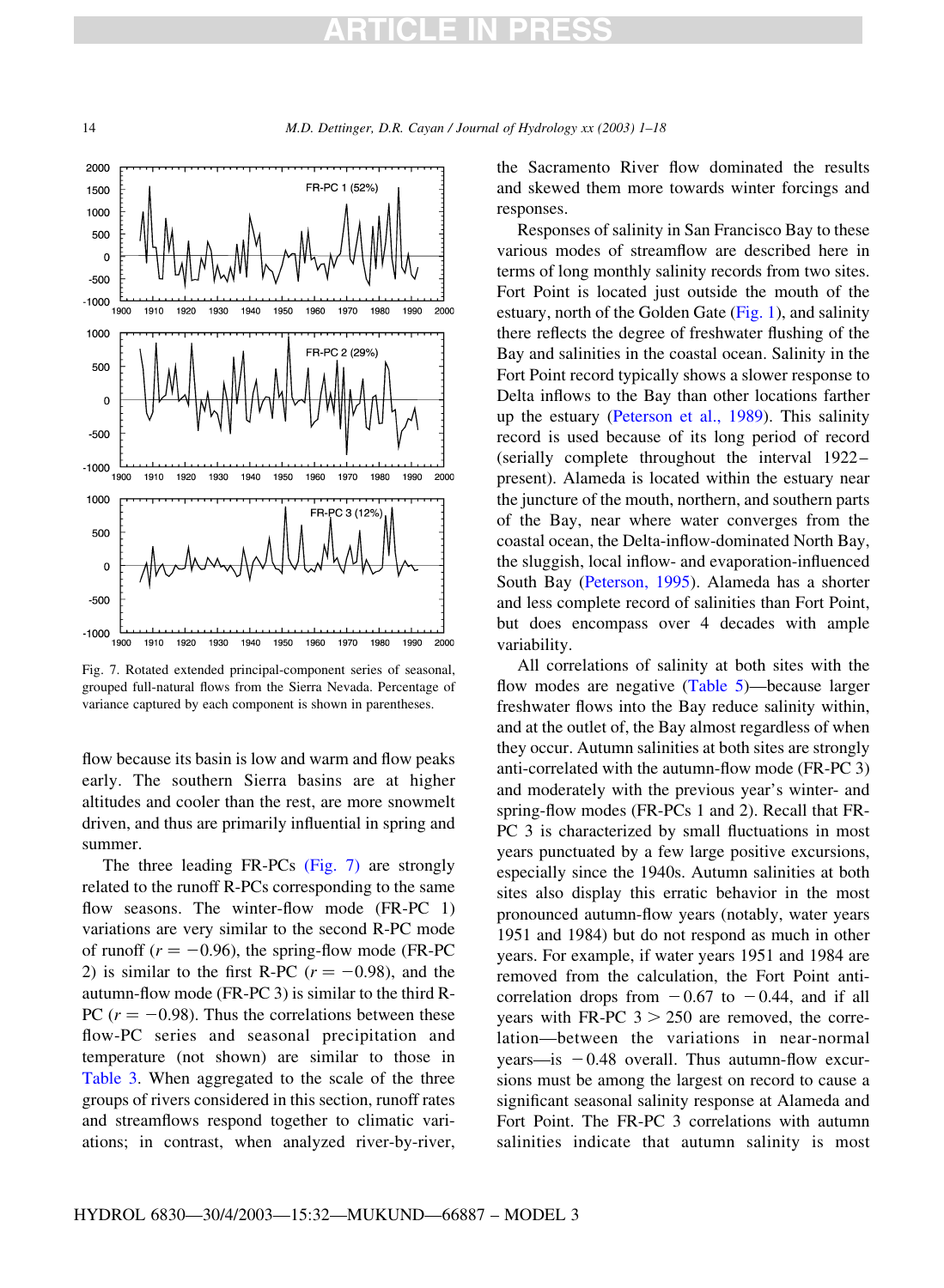Fig. 7. Rotated extended principal-component series of seasonal, grouped full-natural flows from the Sierra Nevada. Percentage of variance captured by each component is shown in parentheses.

flow because its basin is low and warm and flow peaks early. The southern Sierra basins are at higher altitudes and cooler than the rest, are more snowmelt driven, and thus are primarily influential in spring and summer.

The three leading FR-PCs (Fig. 7) are strongly related to the runoff R-PCs corresponding to the same flow seasons. The winter-flow mode (FR-PC 1) variations are very similar to the second R-PC mode of runoff ($r = -0.96$), the spring-flow mode (FR-PC 2) is similar to the first R-PC ($r = -0.98$), and the autumn-flow mode (FR-PC 3) is similar to the third R-PC ($r = -0.98$). Thus the correlations between these flow-PC series and seasonal precipitation and temperature (not shown) are similar to those in Table 3. When aggregated to the scale of the three groups of rivers considered in this section, runoff rates and streamflows respond together to climatic variations; in contrast, when analyzed river-by-river, the Sacramento River flow dominated the results and skewed them more towards winter forcings and responses.

Responses of salinity in San Francisco Bay to these various modes of streamflow are described here in terms of long monthly salinity records from two sites. Fort Point is located just outside the mouth of the estuary, north of the Golden Gate (Fig. 1), and salinity there reflects the degree of freshwater flushing of the Bay and salinities in the coastal ocean. Salinity in the Fort Point record typically shows a slower response to Delta inflows to the Bay than other locations farther up the estuary (Peterson et al., 1989). This salinity record is used because of its long period of record (serially complete throughout the interval 1922–present). Alameda is located within the estuary near the juncture of the mouth, northern, and southern parts of the Bay, near where water converges from the coastal ocean, the Delta-inflow-dominated North Bay, the sluggish, local inflow- and evaporation-influenced South Bay (Peterson, 1995). Alameda has a shorter and less complete record of salinities than Fort Point, but does encompass over 4 decades with ample variability.

All correlations of salinity at both sites with the flow modes are negative (Table 5)—because larger freshwater flows into the Bay reduce salinity within, and at the outlet of, the Bay almost regardless of when they occur. Autumn salinities at both sites are strongly anti-correlated with the autumn-flow mode (FR-PC 3) and moderately with the previous year's winter- and spring-flow modes (FR-PCs 1 and 2). Recall that FR-PC 3 is characterized by small fluctuations in most years punctuated by a few large positive excursions, especially since the 1940s. Autumn salinities at both sites also display this erratic behavior in the most pronounced autumn-flow years (notably, water years 1951 and 1984) but do not respond as much in other years. For example, if water years 1951 and 1984 are removed from the calculation, the Fort Point anti-correlation drops from $-0.67$ to $-0.44$, and if all years with FR-PC $3 > 250$ are removed, the correlation—between the variations in near-normal years—is $-0.48$ overall. Thus autumn-flow excursions must be among the largest on record to cause a significant seasonal salinity response at Alameda and Fort Point. The FR-PC 3 correlations with autumn salinities indicate that autumn salinity is most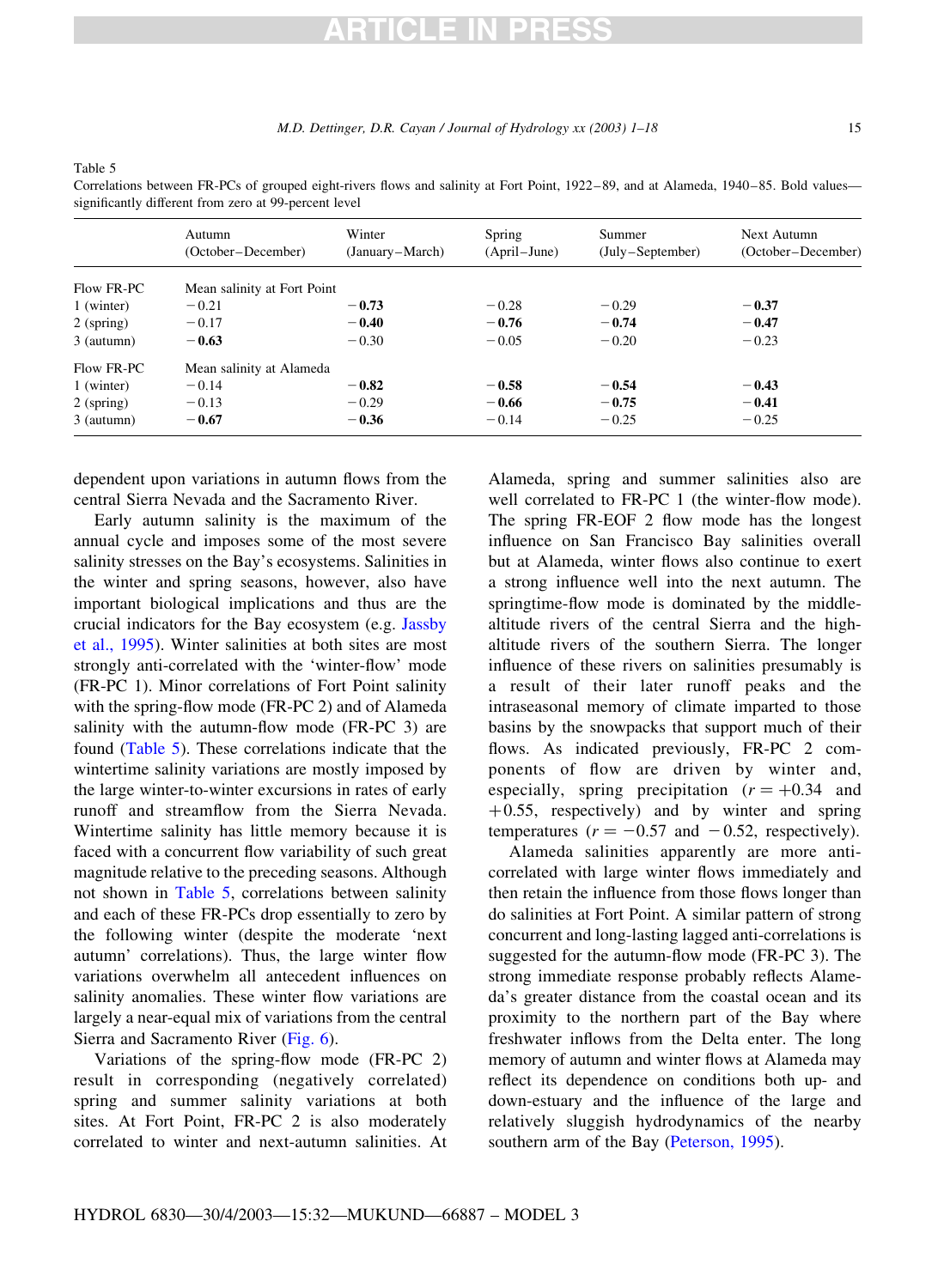Table 5
Correlations between FR-PCs of grouped eight-rivers flows and salinity at Fort Point, 1922–89, and at Alameda, 1940–85. Bold values—significantly different from zero at 99-percent level

| | Autumn (October–December) | Winter (January–March) | Spring (April–June) | Summer (July–September) | Next Autumn (October–December) |
|---|---|---|---|---|---|
| Flow FR-PC | Mean salinity at Fort Point | | | | |
| 1 (winter) | −0.21 | **−0.73** | −0.28 | −0.29 | **−0.37** |
| 2 (spring) | −0.17 | **−0.40** | **−0.76** | **−0.74** | **−0.47** |
| 3 (autumn) | **−0.63** | −0.30 | −0.05 | −0.20 | −0.23 |
| Flow FR-PC | Mean salinity at Alameda | | | | |
| 1 (winter) | −0.14 | **−0.82** | **−0.58** | **−0.54** | **−0.43** |
| 2 (spring) | −0.13 | −0.29 | **−0.66** | **−0.75** | **−0.41** |
| 3 (autumn) | **−0.67** | **−0.36** | −0.14 | −0.25 | −0.25 |

dependent upon variations in autumn flows from the central Sierra Nevada and the Sacramento River.

Early autumn salinity is the maximum of the annual cycle and imposes some of the most severe salinity stresses on the Bay's ecosystems. Salinities in the winter and spring seasons, however, also have important biological implications and thus are the crucial indicators for the Bay ecosystem (e.g. Jassby et al., 1995). Winter salinities at both sites are most strongly anti-correlated with the 'winter-flow' mode (FR-PC 1). Minor correlations of Fort Point salinity with the spring-flow mode (FR-PC 2) and of Alameda salinity with the autumn-flow mode (FR-PC 3) are found (Table 5). These correlations indicate that the wintertime salinity variations are mostly imposed by the large winter-to-winter excursions in rates of early runoff and streamflow from the Sierra Nevada. Wintertime salinity has little memory because it is faced with a concurrent flow variability of such great magnitude relative to the preceding seasons. Although not shown in Table 5, correlations between salinity and each of these FR-PCs drop essentially to zero by the following winter (despite the moderate 'next autumn' correlations). Thus, the large winter flow variations overwhelm all antecedent influences on salinity anomalies. These winter flow variations are largely a near-equal mix of variations from the central Sierra and Sacramento River (Fig. 6).

Variations of the spring-flow mode (FR-PC 2) result in corresponding (negatively correlated) spring and summer salinity variations at both sites. At Fort Point, FR-PC 2 is also moderately correlated to winter and next-autumn salinities. At Alameda, spring and summer salinities also are well correlated to FR-PC 1 (the winter-flow mode). The spring FR-EOF 2 flow mode has the longest influence on San Francisco Bay salinities overall but at Alameda, winter flows also continue to exert a strong influence well into the next autumn. The springtime-flow mode is dominated by the middle-altitude rivers of the central Sierra and the high-altitude rivers of the southern Sierra. The longer influence of these rivers on salinities presumably is a result of their later runoff peaks and the intraseasonal memory of climate imparted to those basins by the snowpacks that support much of their flows. As indicated previously, FR-PC 2 components of flow are driven by winter and, especially, spring precipitation ($r = +0.34$ and $+0.55$, respectively) and by winter and spring temperatures ($r = -0.57$ and $-0.52$, respectively).

Alameda salinities apparently are more anti-correlated with large winter flows immediately and then retain the influence from those flows longer than do salinities at Fort Point. A similar pattern of strong concurrent and long-lasting lagged anti-correlations is suggested for the autumn-flow mode (FR-PC 3). The strong immediate response probably reflects Alameda's greater distance from the coastal ocean and its proximity to the northern part of the Bay where freshwater inflows from the Delta enter. The long memory of autumn and winter flows at Alameda may reflect its dependence on conditions both up- and down-estuary and the influence of the large and relatively sluggish hydrodynamics of the nearby southern arm of the Bay (Peterson, 1995).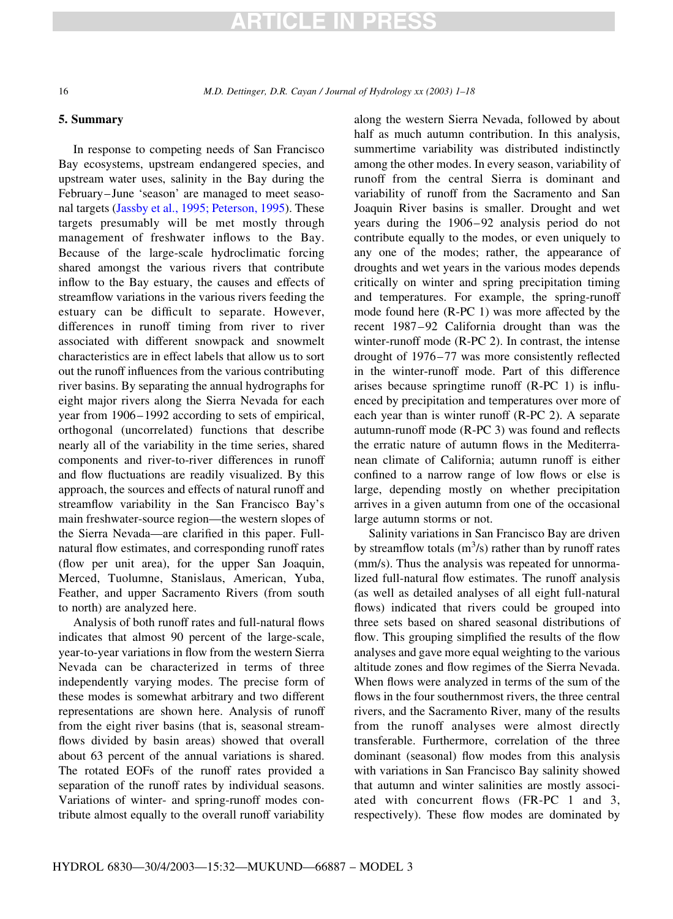## 5. Summary

In response to competing needs of San Francisco Bay ecosystems, upstream endangered species, and upstream water uses, salinity in the Bay during the February–June 'season' are managed to meet seasonal targets (Jassby et al., 1995; Peterson, 1995). These targets presumably will be met mostly through management of freshwater inflows to the Bay. Because of the large-scale hydroclimatic forcing shared amongst the various rivers that contribute inflow to the Bay estuary, the causes and effects of streamflow variations in the various rivers feeding the estuary can be difficult to separate. However, differences in runoff timing from river to river associated with different snowpack and snowmelt characteristics are in effect labels that allow us to sort out the runoff influences from the various contributing river basins. By separating the annual hydrographs for eight major rivers along the Sierra Nevada for each year from 1906–1992 according to sets of empirical, orthogonal (uncorrelated) functions that describe nearly all of the variability in the time series, shared components and river-to-river differences in runoff and flow fluctuations are readily visualized. By this approach, the sources and effects of natural runoff and streamflow variability in the San Francisco Bay's main freshwater-source region—the western slopes of the Sierra Nevada—are clarified in this paper. Full-natural flow estimates, and corresponding runoff rates (flow per unit area), for the upper San Joaquin, Merced, Tuolumne, Stanislaus, American, Yuba, Feather, and upper Sacramento Rivers (from south to north) are analyzed here.

Analysis of both runoff rates and full-natural flows indicates that almost 90 percent of the large-scale, year-to-year variations in flow from the western Sierra Nevada can be characterized in terms of three independently varying modes. The precise form of these modes is somewhat arbitrary and two different representations are shown here. Analysis of runoff from the eight river basins (that is, seasonal streamflows divided by basin areas) showed that overall about 63 percent of the annual variations is shared. The rotated EOFs of the runoff rates provided a separation of the runoff rates by individual seasons. Variations of winter- and spring-runoff modes contribute almost equally to the overall runoff variability along the western Sierra Nevada, followed by about half as much autumn contribution. In this analysis, summertime variability was distributed indistinctly among the other modes. In every season, variability of runoff from the central Sierra is dominant and variability of runoff from the Sacramento and San Joaquin River basins is smaller. Drought and wet years during the 1906–92 analysis period do not contribute equally to the modes, or even uniquely to any one of the modes; rather, the appearance of droughts and wet years in the various modes depends critically on winter and spring precipitation timing and temperatures. For example, the spring-runoff mode found here (R-PC 1) was more affected by the recent 1987–92 California drought than was the winter-runoff mode (R-PC 2). In contrast, the intense drought of 1976–77 was more consistently reflected in the winter-runoff mode. Part of this difference arises because springtime runoff (R-PC 1) is influenced by precipitation and temperatures over more of each year than is winter runoff (R-PC 2). A separate autumn-runoff mode (R-PC 3) was found and reflects the erratic nature of autumn flows in the Mediterranean climate of California; autumn runoff is either confined to a narrow range of low flows or else is large, depending mostly on whether precipitation arrives in a given autumn from one of the occasional large autumn storms or not.

Salinity variations in San Francisco Bay are driven by streamflow totals ($m^3/s$) rather than by runoff rates (mm/s). Thus the analysis was repeated for unnormalized full-natural flow estimates. The runoff analysis (as well as detailed analyses of all eight full-natural flows) indicated that rivers could be grouped into three sets based on shared seasonal distributions of flow. This grouping simplified the results of the flow analyses and gave more equal weighting to the various altitude zones and flow regimes of the Sierra Nevada. When flows were analyzed in terms of the sum of the flows in the four southernmost rivers, the three central rivers, and the Sacramento River, many of the results from the runoff analyses were almost directly transferable. Furthermore, correlation of the three dominant (seasonal) flow modes from this analysis with variations in San Francisco Bay salinity showed that autumn and winter salinities are mostly associated with concurrent flows (FR-PC 1 and 3, respectively). These flow modes are dominated by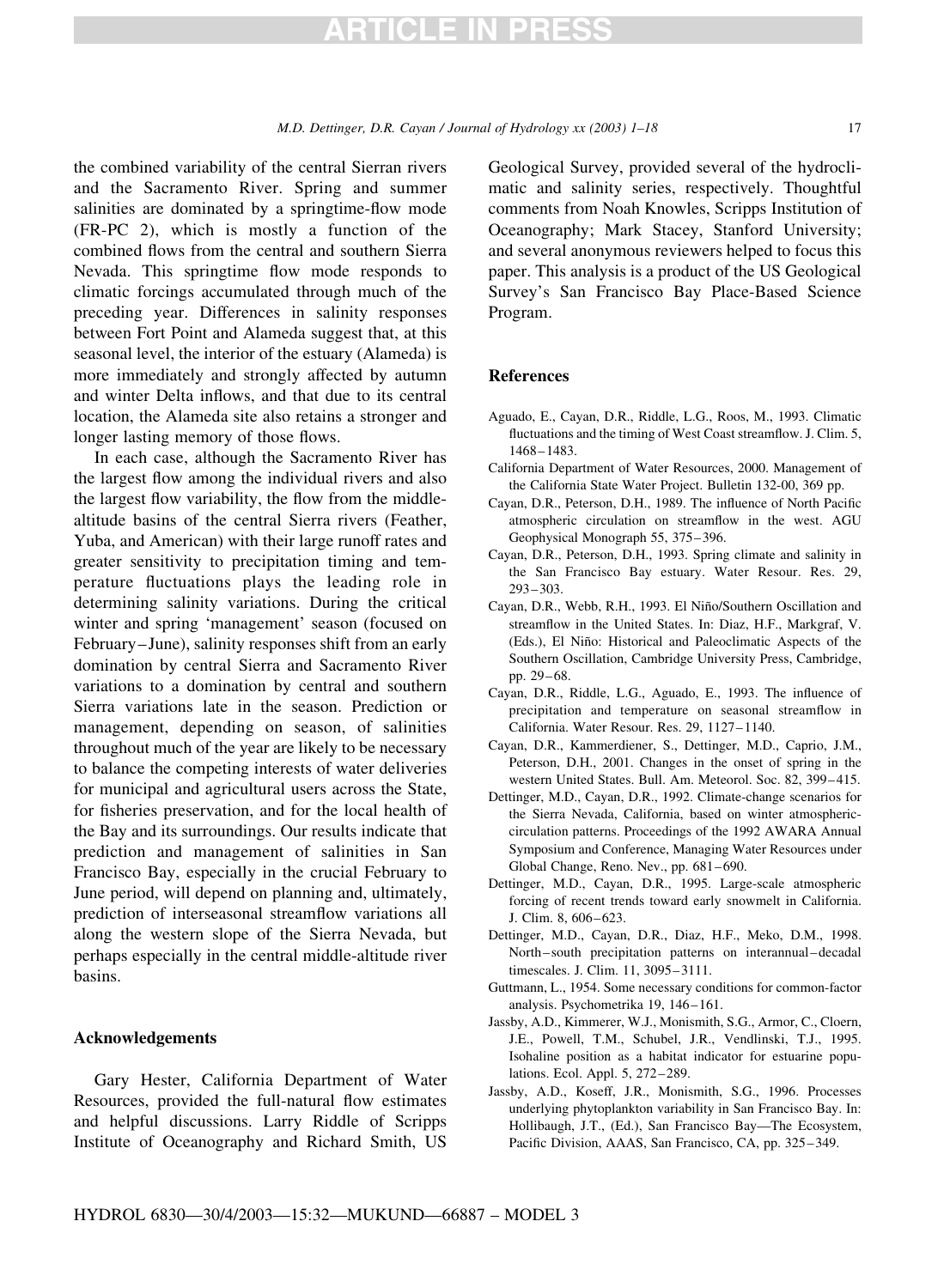the combined variability of the central Sierran rivers and the Sacramento River. Spring and summer salinities are dominated by a springtime-flow mode (FR-PC 2), which is mostly a function of the combined flows from the central and southern Sierra Nevada. This springtime flow mode responds to climatic forcings accumulated through much of the preceding year. Differences in salinity responses between Fort Point and Alameda suggest that, at this seasonal level, the interior of the estuary (Alameda) is more immediately and strongly affected by autumn and winter Delta inflows, and that due to its central location, the Alameda site also retains a stronger and longer lasting memory of those flows.

In each case, although the Sacramento River has the largest flow among the individual rivers and also the largest flow variability, the flow from the middle-altitude basins of the central Sierra rivers (Feather, Yuba, and American) with their large runoff rates and greater sensitivity to precipitation timing and temperature fluctuations plays the leading role in determining salinity variations. During the critical winter and spring 'management' season (focused on February–June), salinity responses shift from an early domination by central Sierra and Sacramento River variations to a domination by central and southern Sierra variations late in the season. Prediction or management, depending on season, of salinities throughout much of the year are likely to be necessary to balance the competing interests of water deliveries for municipal and agricultural users across the State, for fisheries preservation, and for the local health of the Bay and its surroundings. Our results indicate that prediction and management of salinities in San Francisco Bay, especially in the crucial February to June period, will depend on planning and, ultimately, prediction of interseasonal streamflow variations all along the western slope of the Sierra Nevada, but perhaps especially in the central middle-altitude river basins.

## Acknowledgements

Gary Hester, California Department of Water Resources, provided the full-natural flow estimates and helpful discussions. Larry Riddle of Scripps Institute of Oceanography and Richard Smith, US Geological Survey, provided several of the hydroclimatic and salinity series, respectively. Thoughtful comments from Noah Knowles, Scripps Institution of Oceanography; Mark Stacey, Stanford University; and several anonymous reviewers helped to focus this paper. This analysis is a product of the US Geological Survey's San Francisco Bay Place-Based Science Program.

## References

Aguado, E., Cayan, D.R., Riddle, L.G., Roos, M., 1993. Climatic fluctuations and the timing of West Coast streamflow. J. Clim. 5, 1468–1483.

California Department of Water Resources, 2000. Management of the California State Water Project. Bulletin 132-00, 369 pp.

Cayan, D.R., Peterson, D.H., 1989. The influence of North Pacific atmospheric circulation on streamflow in the west. AGU Geophysical Monograph 55, 375–396.

Cayan, D.R., Peterson, D.H., 1993. Spring climate and salinity in the San Francisco Bay estuary. Water Resour. Res. 29, 293–303.

Cayan, D.R., Webb, R.H., 1993. El Niño/Southern Oscillation and streamflow in the United States. In: Diaz, H.F., Markgraf, V. (Eds.), El Niño: Historical and Paleoclimatic Aspects of the Southern Oscillation, Cambridge University Press, Cambridge, pp. 29–68.

Cayan, D.R., Riddle, L.G., Aguado, E., 1993. The influence of precipitation and temperature on seasonal streamflow in California. Water Resour. Res. 29, 1127–1140.

Cayan, D.R., Kammerdiener, S., Dettinger, M.D., Caprio, J.M., Peterson, D.H., 2001. Changes in the onset of spring in the western United States. Bull. Am. Meteorol. Soc. 82, 399–415.

Dettinger, M.D., Cayan, D.R., 1992. Climate-change scenarios for the Sierra Nevada, California, based on winter atmospheric-circulation patterns. Proceedings of the 1992 AWARA Annual Symposium and Conference, Managing Water Resources under Global Change, Reno. Nev., pp. 681–690.

Dettinger, M.D., Cayan, D.R., 1995. Large-scale atmospheric forcing of recent trends toward early snowmelt in California. J. Clim. 8, 606–623.

Dettinger, M.D., Cayan, D.R., Diaz, H.F., Meko, D.M., 1998. North–south precipitation patterns on interannual–decadal timescales. J. Clim. 11, 3095–3111.

Guttmann, L., 1954. Some necessary conditions for common-factor analysis. Psychometrika 19, 146–161.

Jassby, A.D., Kimmerer, W.J., Monismith, S.G., Armor, C., Cloern, J.E., Powell, T.M., Schubel, J.R., Vendlinski, T.J., 1995. Isohaline position as a habitat indicator for estuarine populations. Ecol. Appl. 5, 272–289.

Jassby, A.D., Koseff, J.R., Monismith, S.G., 1996. Processes underlying phytoplankton variability in San Francisco Bay. In: Hollibaugh, J.T., (Ed.), San Francisco Bay—The Ecosystem, Pacific Division, AAAS, San Francisco, CA, pp. 325–349.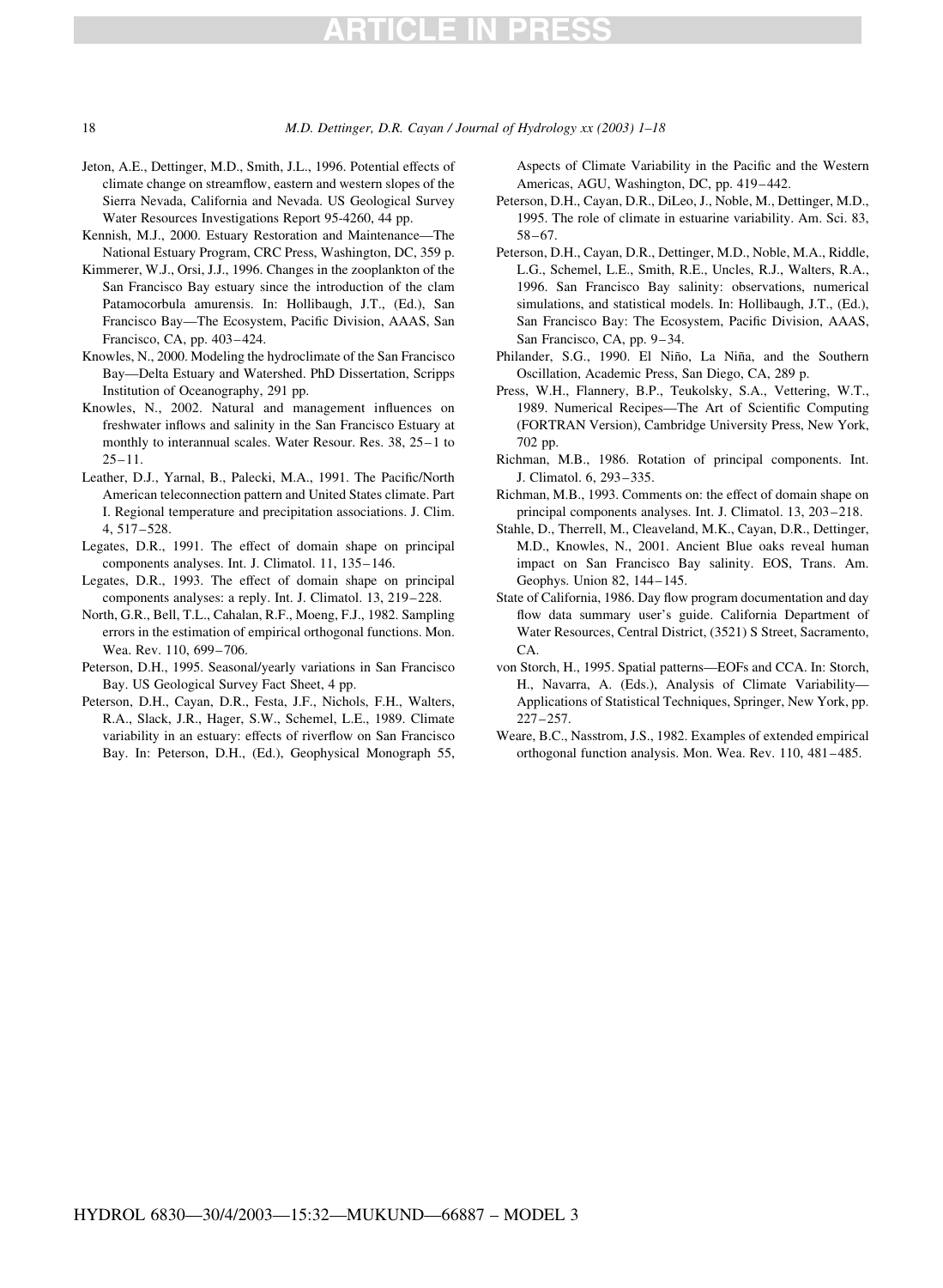Jeton, A.E., Dettinger, M.D., Smith, J.L., 1996. Potential effects of climate change on streamflow, eastern and western slopes of the Sierra Nevada, California and Nevada. US Geological Survey Water Resources Investigations Report 95-4260, 44 pp.

Kennish, M.J., 2000. Estuary Restoration and Maintenance—The National Estuary Program, CRC Press, Washington, DC, 359 p.

Kimmerer, W.J., Orsi, J.J., 1996. Changes in the zooplankton of the San Francisco Bay estuary since the introduction of the clam Patamocorbula amurensis. In: Hollibaugh, J.T., (Ed.), San Francisco Bay—The Ecosystem, Pacific Division, AAAS, San Francisco, CA, pp. 403–424.

Knowles, N., 2000. Modeling the hydroclimate of the San Francisco Bay—Delta Estuary and Watershed. PhD Dissertation, Scripps Institution of Oceanography, 291 pp.

Knowles, N., 2002. Natural and management influences on freshwater inflows and salinity in the San Francisco Estuary at monthly to interannual scales. Water Resour. Res. 38, 25–1 to 25–11.

Leather, D.J., Yarnal, B., Palecki, M.A., 1991. The Pacific/North American teleconnection pattern and United States climate. Part I. Regional temperature and precipitation associations. J. Clim. 4, 517–528.

Legates, D.R., 1991. The effect of domain shape on principal components analyses. Int. J. Climatol. 11, 135–146.

Legates, D.R., 1993. The effect of domain shape on principal components analyses: a reply. Int. J. Climatol. 13, 219–228.

North, G.R., Bell, T.L., Cahalan, R.F., Moeng, F.J., 1982. Sampling errors in the estimation of empirical orthogonal functions. Mon. Wea. Rev. 110, 699–706.

Peterson, D.H., 1995. Seasonal/yearly variations in San Francisco Bay. US Geological Survey Fact Sheet, 4 pp.

Peterson, D.H., Cayan, D.R., Festa, J.F., Nichols, F.H., Walters, R.A., Slack, J.R., Hager, S.W., Schemel, L.E., 1989. Climate variability in an estuary: effects of riverflow on San Francisco Bay. In: Peterson, D.H., (Ed.), Geophysical Monograph 55, Aspects of Climate Variability in the Pacific and the Western Americas, AGU, Washington, DC, pp. 419–442.

Peterson, D.H., Cayan, D.R., DiLeo, J., Noble, M., Dettinger, M.D., 1995. The role of climate in estuarine variability. Am. Sci. 83, 58–67.

Peterson, D.H., Cayan, D.R., Dettinger, M.D., Noble, M.A., Riddle, L.G., Schemel, L.E., Smith, R.E., Uncles, R.J., Walters, R.A., 1996. San Francisco Bay salinity: observations, numerical simulations, and statistical models. In: Hollibaugh, J.T., (Ed.), San Francisco Bay: The Ecosystem, Pacific Division, AAAS, San Francisco, CA, pp. 9–34.

Philander, S.G., 1990. El Niño, La Niña, and the Southern Oscillation, Academic Press, San Diego, CA, 289 p.

Press, W.H., Flannery, B.P., Teukolsky, S.A., Vettering, W.T., 1989. Numerical Recipes—The Art of Scientific Computing (FORTRAN Version), Cambridge University Press, New York, 702 pp.

Richman, M.B., 1986. Rotation of principal components. Int. J. Climatol. 6, 293–335.

Richman, M.B., 1993. Comments on: the effect of domain shape on principal components analyses. Int. J. Climatol. 13, 203–218.

Stahle, D., Therrell, M., Cleaveland, M.K., Cayan, D.R., Dettinger, M.D., Knowles, N., 2001. Ancient Blue oaks reveal human impact on San Francisco Bay salinity. EOS, Trans. Am. Geophys. Union 82, 144–145.

State of California, 1986. Day flow program documentation and day flow data summary user's guide. California Department of Water Resources, Central District, (3521) S Street, Sacramento, CA.

von Storch, H., 1995. Spatial patterns—EOFs and CCA. In: Storch, H., Navarra, A. (Eds.), Analysis of Climate Variability—Applications of Statistical Techniques, Springer, New York, pp. 227–257.

Weare, B.C., Nasstrom, J.S., 1982. Examples of extended empirical orthogonal function analysis. Mon. Wea. Rev. 110, 481–485.